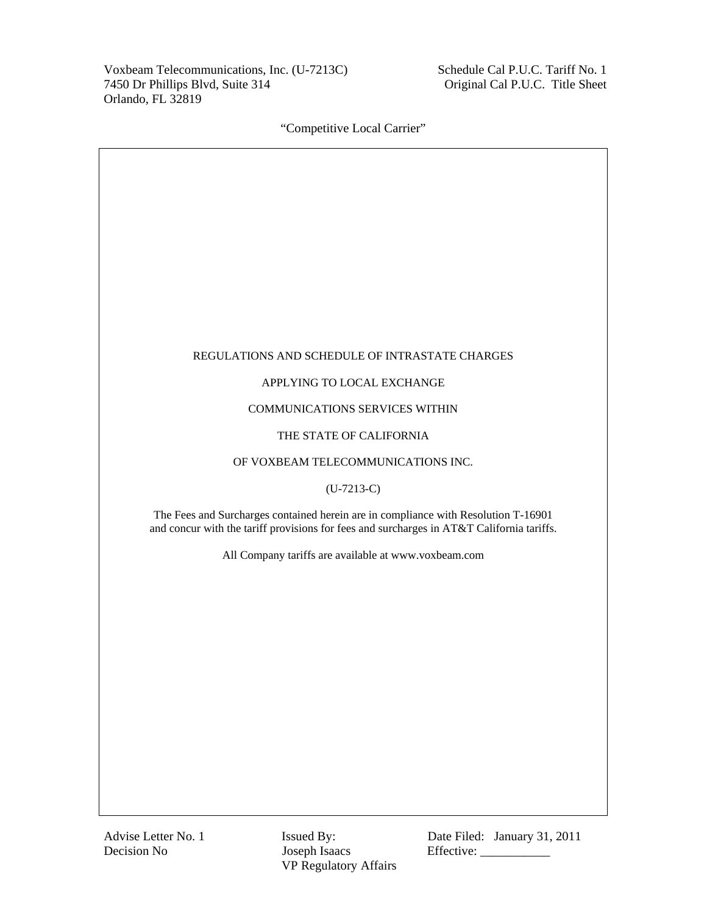Voxbeam Telecommunications, Inc. (U-7213C)
7450 Dr Phillips Blvd, Suite 314
Orlando, FL 32819

Schedule Cal P.U.C. Tariff No. 1
Original Cal P.U.C. Title Sheet

"Competitive Local Carrier"

REGULATIONS AND SCHEDULE OF INTRASTATE CHARGES

APPLYING TO LOCAL EXCHANGE

COMMUNICATIONS SERVICES WITHIN

THE STATE OF CALIFORNIA

OF VOXBEAM TELECOMMUNICATIONS INC.

(U-7213-C)

The Fees and Surcharges contained herein are in compliance with Resolution T-16901 and concur with the tariff provisions for fees and surcharges in AT&T California tariffs.

All Company tariffs are available at www.voxbeam.com

Advise Letter No. 1
Decision No

Issued By:
Joseph Isaacs
VP Regulatory Affairs

Date Filed: January 31, 2011
Effective: ___________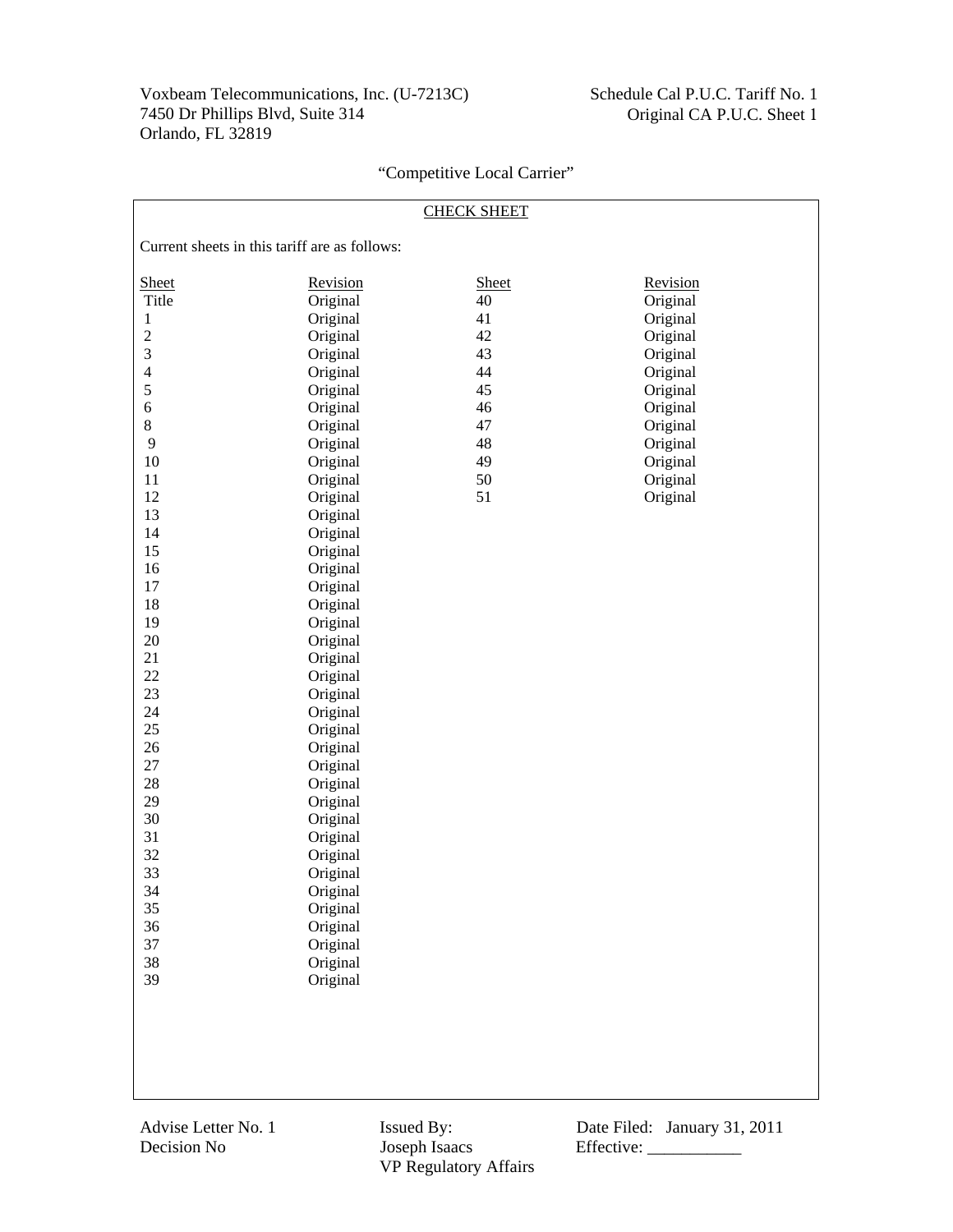Voxbeam Telecommunications, Inc. (U-7213C)
7450 Dr Phillips Blvd, Suite 314
Orlando, FL 32819

Schedule Cal P.U.C. Tariff No. 1
Original CA P.U.C. Sheet 1

"Competitive Local Carrier"

## CHECK SHEET

Current sheets in this tariff are as follows:

| Sheet | Revision | Sheet | Revision |
|---|---|---|---|
| Title | Original | 40 | Original |
| 1 | Original | 41 | Original |
| 2 | Original | 42 | Original |
| 3 | Original | 43 | Original |
| 4 | Original | 44 | Original |
| 5 | Original | 45 | Original |
| 6 | Original | 46 | Original |
| 8 | Original | 47 | Original |
| 9 | Original | 48 | Original |
| 10 | Original | 49 | Original |
| 11 | Original | 50 | Original |
| 12 | Original | 51 | Original |
| 13 | Original | | |
| 14 | Original | | |
| 15 | Original | | |
| 16 | Original | | |
| 17 | Original | | |
| 18 | Original | | |
| 19 | Original | | |
| 20 | Original | | |
| 21 | Original | | |
| 22 | Original | | |
| 23 | Original | | |
| 24 | Original | | |
| 25 | Original | | |
| 26 | Original | | |
| 27 | Original | | |
| 28 | Original | | |
| 29 | Original | | |
| 30 | Original | | |
| 31 | Original | | |
| 32 | Original | | |
| 33 | Original | | |
| 34 | Original | | |
| 35 | Original | | |
| 36 | Original | | |
| 37 | Original | | |
| 38 | Original | | |
| 39 | Original | | |

Advise Letter No. 1
Decision No

Issued By:
Joseph Isaacs
VP Regulatory Affairs

Date Filed: January 31, 2011
Effective: ___________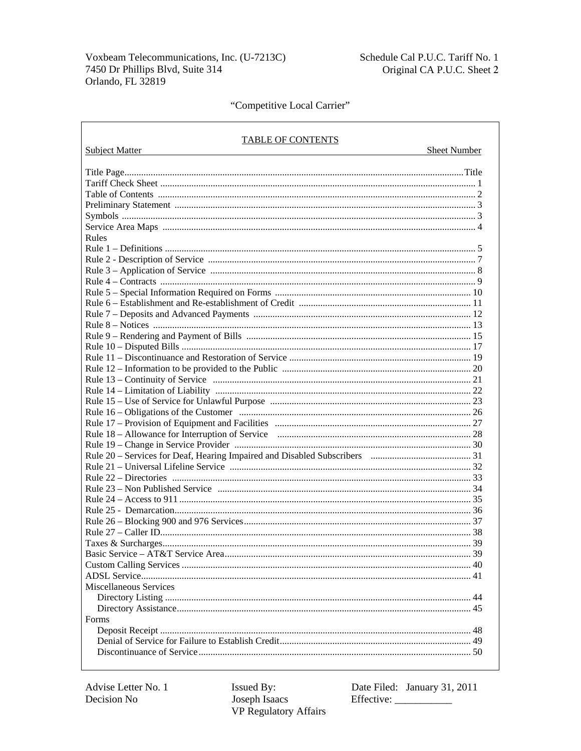“Competitive Local Carrier”

## TABLE OF CONTENTS

| Subject Matter | Sheet Number |
|---|---|
| Title Page | Title |
| Tariff Check Sheet | 1 |
| Table of Contents | 2 |
| Preliminary Statement | 3 |
| Symbols | 3 |
| Service Area Maps | 4 |
| **Rules** | |
| Rule 1 – Definitions | 5 |
| Rule 2 - Description of Service | 7 |
| Rule 3 – Application of Service | 8 |
| Rule 4 – Contracts | 9 |
| Rule 5 – Special Information Required on Forms | 10 |
| Rule 6 – Establishment and Re-establishment of Credit | 11 |
| Rule 7 – Deposits and Advanced Payments | 12 |
| Rule 8 – Notices | 13 |
| Rule 9 – Rendering and Payment of Bills | 15 |
| Rule 10 – Disputed Bills | 17 |
| Rule 11 – Discontinuance and Restoration of Service | 19 |
| Rule 12 – Information to be provided to the Public | 20 |
| Rule 13 – Continuity of Service | 21 |
| Rule 14 – Limitation of Liability | 22 |
| Rule 15 – Use of Service for Unlawful Purpose | 23 |
| Rule 16 – Obligations of the Customer | 26 |
| Rule 17 – Provision of Equipment and Facilities | 27 |
| Rule 18 – Allowance for Interruption of Service | 28 |
| Rule 19 – Change in Service Provider | 30 |
| Rule 20 – Services for Deaf, Hearing Impaired and Disabled Subscribers | 31 |
| Rule 21 – Universal Lifeline Service | 32 |
| Rule 22 – Directories | 33 |
| Rule 23 – Non Published Service | 34 |
| Rule 24 – Access to 911 | 35 |
| Rule 25 - Demarcation | 36 |
| Rule 26 – Blocking 900 and 976 Services | 37 |
| Rule 27 – Caller ID | 38 |
| Taxes & Surcharges | 39 |
| Basic Service – AT&T Service Area | 39 |
| Custom Calling Services | 40 |
| ADSL Service | 41 |
| **Miscellaneous Services** | |
| Directory Listing | 44 |
| Directory Assistance | 45 |
| **Forms** | |
| Deposit Receipt | 48 |
| Denial of Service for Failure to Establish Credit | 49 |
| Discontinuance of Service | 50 |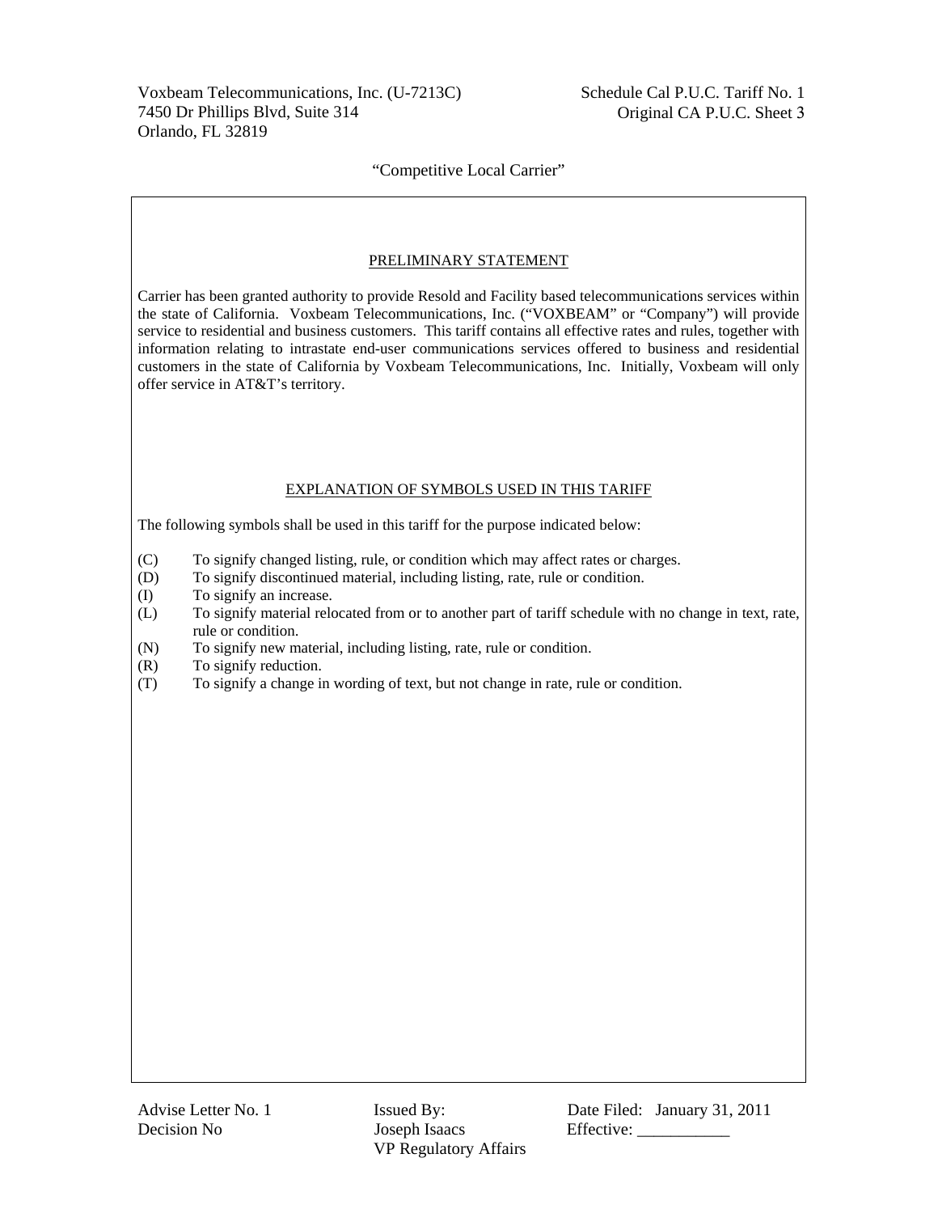Voxbeam Telecommunications, Inc. (U-7213C)
7450 Dr Phillips Blvd, Suite 314
Orlando, FL 32819

Schedule Cal P.U.C. Tariff No. 1
Original CA P.U.C. Sheet 3

"Competitive Local Carrier"

## PRELIMINARY STATEMENT

Carrier has been granted authority to provide Resold and Facility based telecommunications services within the state of California. Voxbeam Telecommunications, Inc. ("VOXBEAM" or "Company") will provide service to residential and business customers. This tariff contains all effective rates and rules, together with information relating to intrastate end-user communications services offered to business and residential customers in the state of California by Voxbeam Telecommunications, Inc. Initially, Voxbeam will only offer service in AT&T's territory.

## EXPLANATION OF SYMBOLS USED IN THIS TARIFF

The following symbols shall be used in this tariff for the purpose indicated below:

- (C) To signify changed listing, rule, or condition which may affect rates or charges.
- (D) To signify discontinued material, including listing, rate, rule or condition.
- (I) To signify an increase.
- (L) To signify material relocated from or to another part of tariff schedule with no change in text, rate, rule or condition.
- (N) To signify new material, including listing, rate, rule or condition.
- (R) To signify reduction.
- (T) To signify a change in wording of text, but not change in rate, rule or condition.

Advise Letter No. 1
Decision No

Issued By:
Joseph Isaacs
VP Regulatory Affairs

Date Filed: January 31, 2011
Effective: ___________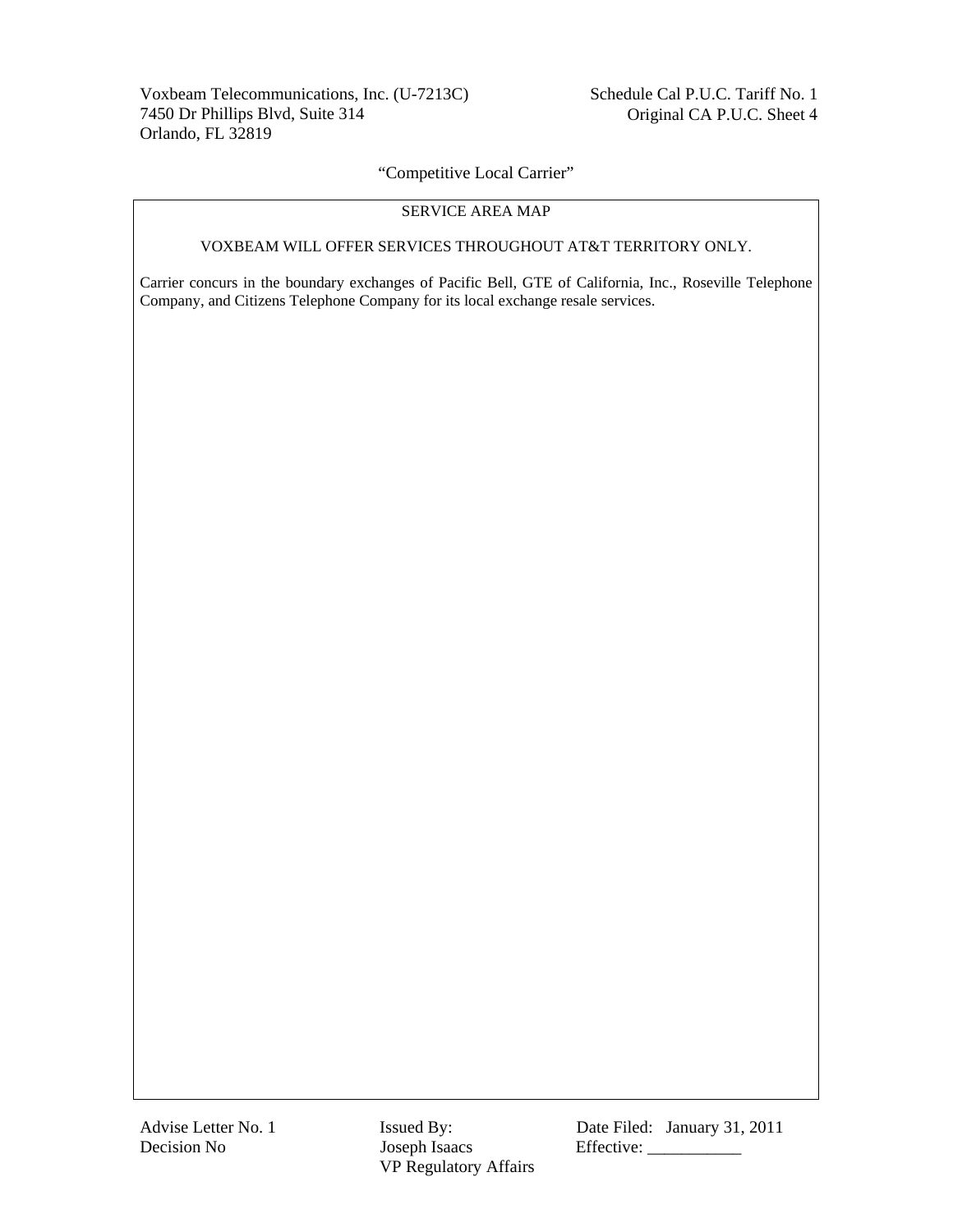“Competitive Local Carrier”

## SERVICE AREA MAP

VOXBEAM WILL OFFER SERVICES THROUGHOUT AT&T TERRITORY ONLY.

Carrier concurs in the boundary exchanges of Pacific Bell, GTE of California, Inc., Roseville Telephone Company, and Citizens Telephone Company for its local exchange resale services.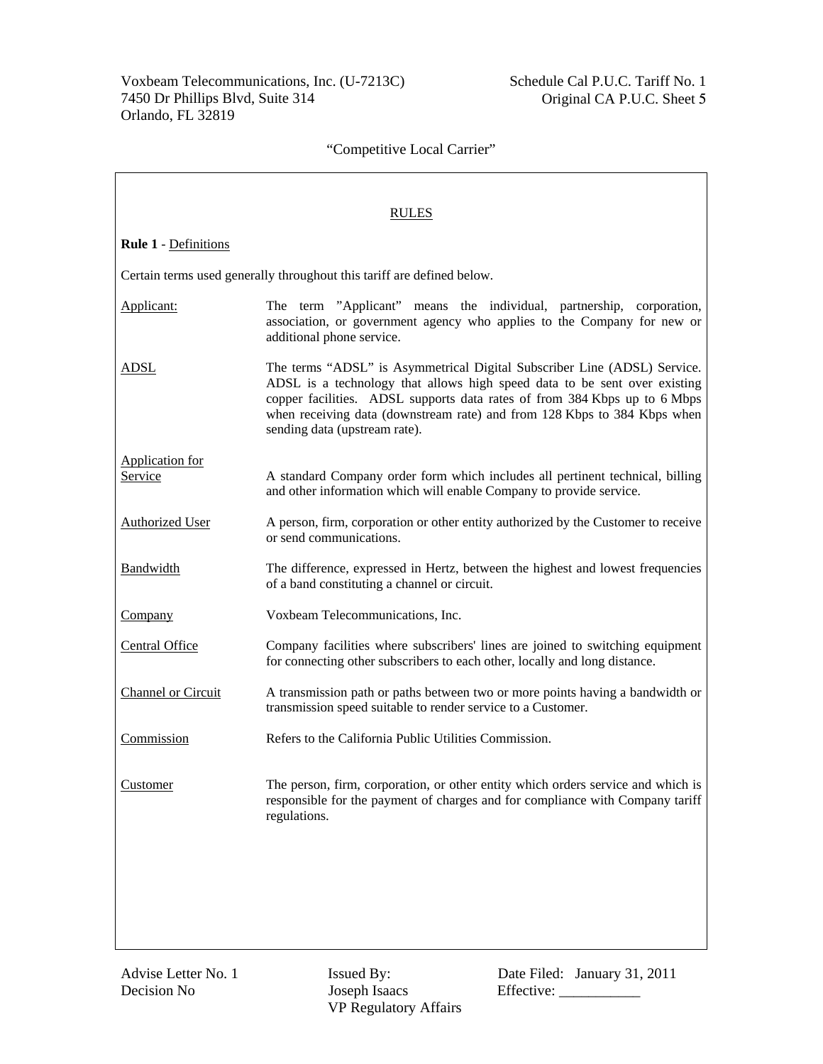"Competitive Local Carrier"

## RULES

**Rule 1** - Definitions

Certain terms used generally throughout this tariff are defined below.

| Term | Definition |
|---|---|
| Applicant: | The term "Applicant" means the individual, partnership, corporation, association, or government agency who applies to the Company for new or additional phone service. |
| ADSL | The terms "ADSL" is Asymmetrical Digital Subscriber Line (ADSL) Service. ADSL is a technology that allows high speed data to be sent over existing copper facilities. ADSL supports data rates of from 384 Kbps up to 6 Mbps when receiving data (downstream rate) and from 128 Kbps to 384 Kbps when sending data (upstream rate). |
| Application for Service | A standard Company order form which includes all pertinent technical, billing and other information which will enable Company to provide service. |
| Authorized User | A person, firm, corporation or other entity authorized by the Customer to receive or send communications. |
| Bandwidth | The difference, expressed in Hertz, between the highest and lowest frequencies of a band constituting a channel or circuit. |
| Company | Voxbeam Telecommunications, Inc. |
| Central Office | Company facilities where subscribers' lines are joined to switching equipment for connecting other subscribers to each other, locally and long distance. |
| Channel or Circuit | A transmission path or paths between two or more points having a bandwidth or transmission speed suitable to render service to a Customer. |
| Commission | Refers to the California Public Utilities Commission. |
| Customer | The person, firm, corporation, or other entity which orders service and which is responsible for the payment of charges and for compliance with Company tariff regulations. |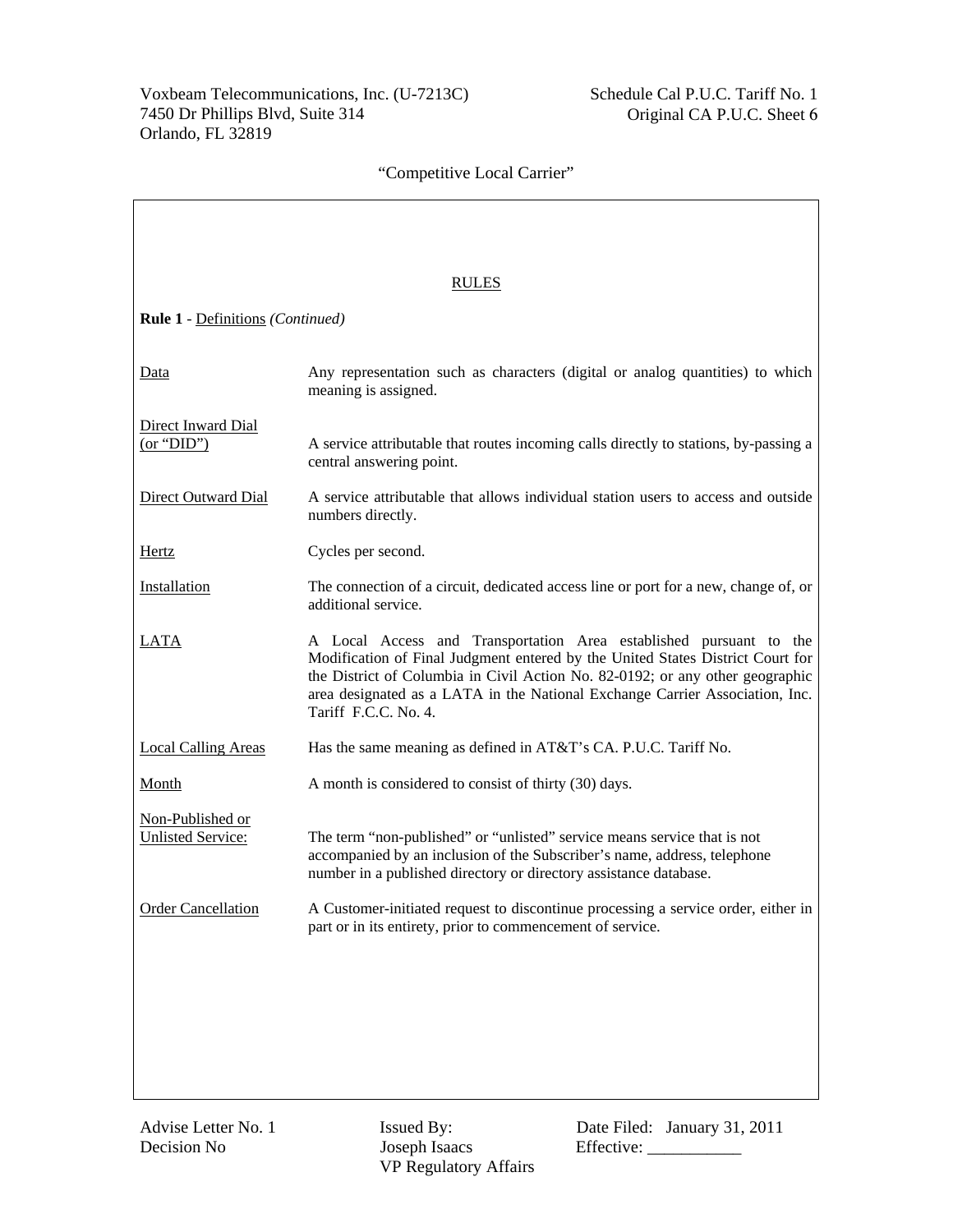RULES

**Rule 1** - Definitions *(Continued)*

| | |
|---|---|
| Data | Any representation such as characters (digital or analog quantities) to which meaning is assigned. |
| Direct Inward Dial (or "DID") | A service attributable that routes incoming calls directly to stations, by-passing a central answering point. |
| Direct Outward Dial | A service attributable that allows individual station users to access and outside numbers directly. |
| Hertz | Cycles per second. |
| Installation | The connection of a circuit, dedicated access line or port for a new, change of, or additional service. |
| LATA | A Local Access and Transportation Area established pursuant to the Modification of Final Judgment entered by the United States District Court for the District of Columbia in Civil Action No. 82-0192; or any other geographic area designated as a LATA in the National Exchange Carrier Association, Inc. Tariff F.C.C. No. 4. |
| Local Calling Areas | Has the same meaning as defined in AT&T's CA. P.U.C. Tariff No. |
| Month | A month is considered to consist of thirty (30) days. |
| Non-Published or Unlisted Service: | The term "non-published" or "unlisted" service means service that is not accompanied by an inclusion of the Subscriber's name, address, telephone number in a published directory or directory assistance database. |
| Order Cancellation | A Customer-initiated request to discontinue processing a service order, either in part or in its entirety, prior to commencement of service. |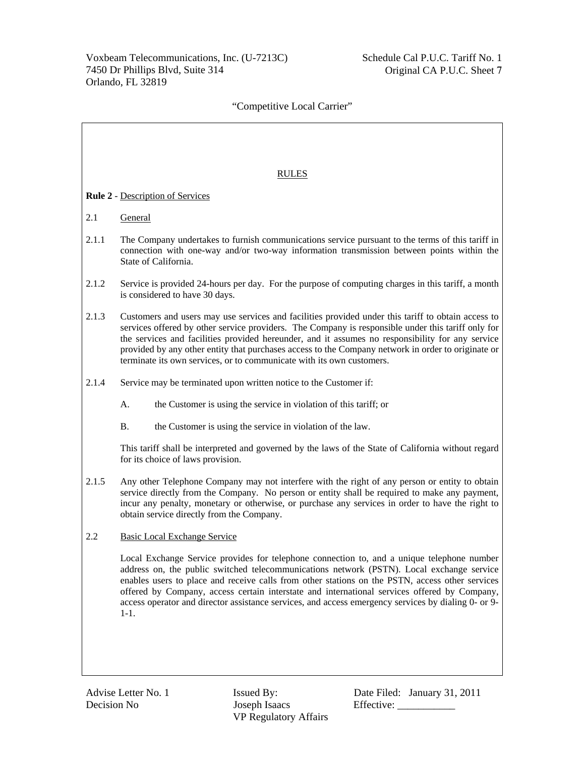## RULES

**Rule 2** - Description of Services

2.1 General

2.1.1 The Company undertakes to furnish communications service pursuant to the terms of this tariff in connection with one-way and/or two-way information transmission between points within the State of California.

2.1.2 Service is provided 24-hours per day. For the purpose of computing charges in this tariff, a month is considered to have 30 days.

2.1.3 Customers and users may use services and facilities provided under this tariff to obtain access to services offered by other service providers. The Company is responsible under this tariff only for the services and facilities provided hereunder, and it assumes no responsibility for any service provided by any other entity that purchases access to the Company network in order to originate or terminate its own services, or to communicate with its own customers.

2.1.4 Service may be terminated upon written notice to the Customer if:

A. the Customer is using the service in violation of this tariff; or

B. the Customer is using the service in violation of the law.

This tariff shall be interpreted and governed by the laws of the State of California without regard for its choice of laws provision.

2.1.5 Any other Telephone Company may not interfere with the right of any person or entity to obtain service directly from the Company. No person or entity shall be required to make any payment, incur any penalty, monetary or otherwise, or purchase any services in order to have the right to obtain service directly from the Company.

2.2 Basic Local Exchange Service

Local Exchange Service provides for telephone connection to, and a unique telephone number address on, the public switched telecommunications network (PSTN). Local exchange service enables users to place and receive calls from other stations on the PSTN, access other services offered by Company, access certain interstate and international services offered by Company, access operator and director assistance services, and access emergency services by dialing 0- or 9-1-1.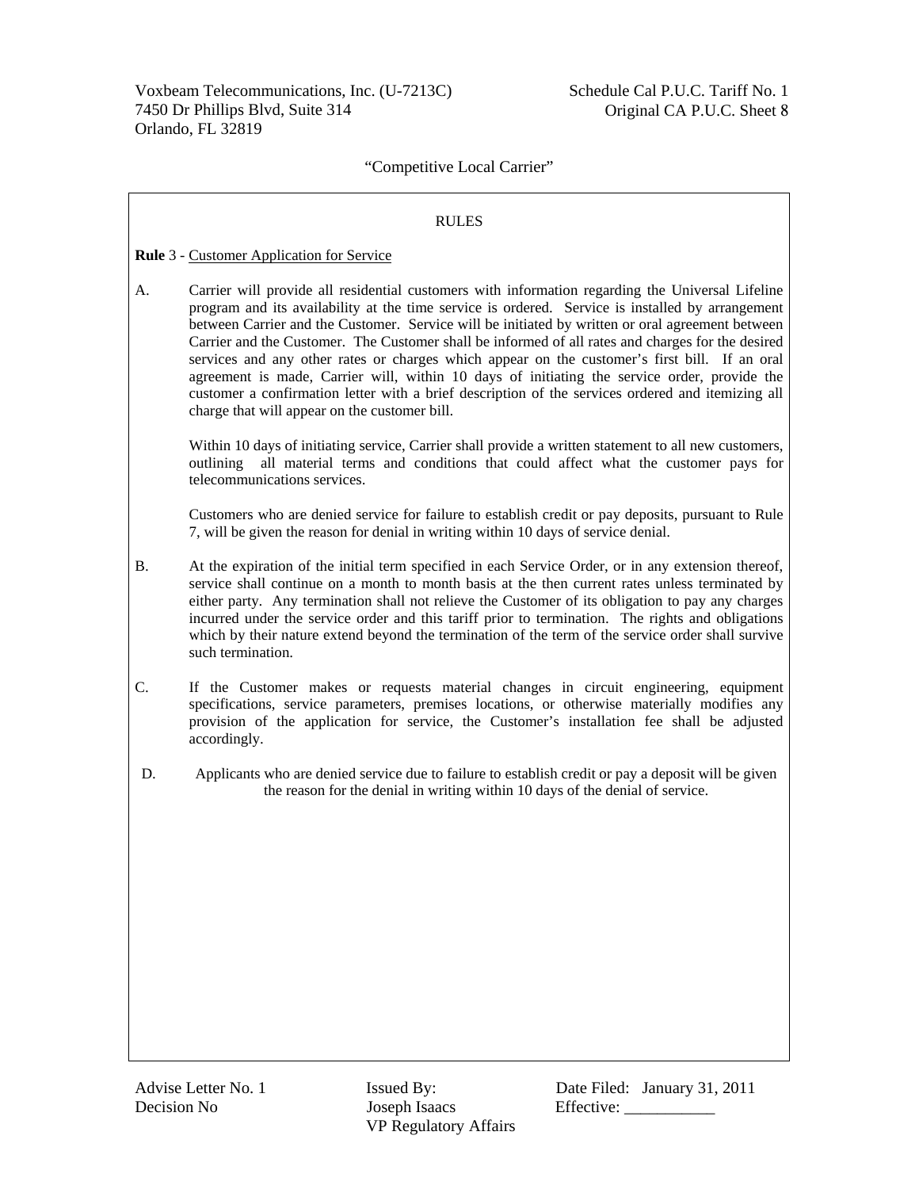"Competitive Local Carrier"

RULES

**Rule** 3 - Customer Application for Service

A. Carrier will provide all residential customers with information regarding the Universal Lifeline program and its availability at the time service is ordered. Service is installed by arrangement between Carrier and the Customer. Service will be initiated by written or oral agreement between Carrier and the Customer. The Customer shall be informed of all rates and charges for the desired services and any other rates or charges which appear on the customer's first bill. If an oral agreement is made, Carrier will, within 10 days of initiating the service order, provide the customer a confirmation letter with a brief description of the services ordered and itemizing all charge that will appear on the customer bill.

Within 10 days of initiating service, Carrier shall provide a written statement to all new customers, outlining all material terms and conditions that could affect what the customer pays for telecommunications services.

Customers who are denied service for failure to establish credit or pay deposits, pursuant to Rule 7, will be given the reason for denial in writing within 10 days of service denial.

B. At the expiration of the initial term specified in each Service Order, or in any extension thereof, service shall continue on a month to month basis at the then current rates unless terminated by either party. Any termination shall not relieve the Customer of its obligation to pay any charges incurred under the service order and this tariff prior to termination. The rights and obligations which by their nature extend beyond the termination of the term of the service order shall survive such termination.

C. If the Customer makes or requests material changes in circuit engineering, equipment specifications, service parameters, premises locations, or otherwise materially modifies any provision of the application for service, the Customer's installation fee shall be adjusted accordingly.

D. Applicants who are denied service due to failure to establish credit or pay a deposit will be given the reason for the denial in writing within 10 days of the denial of service.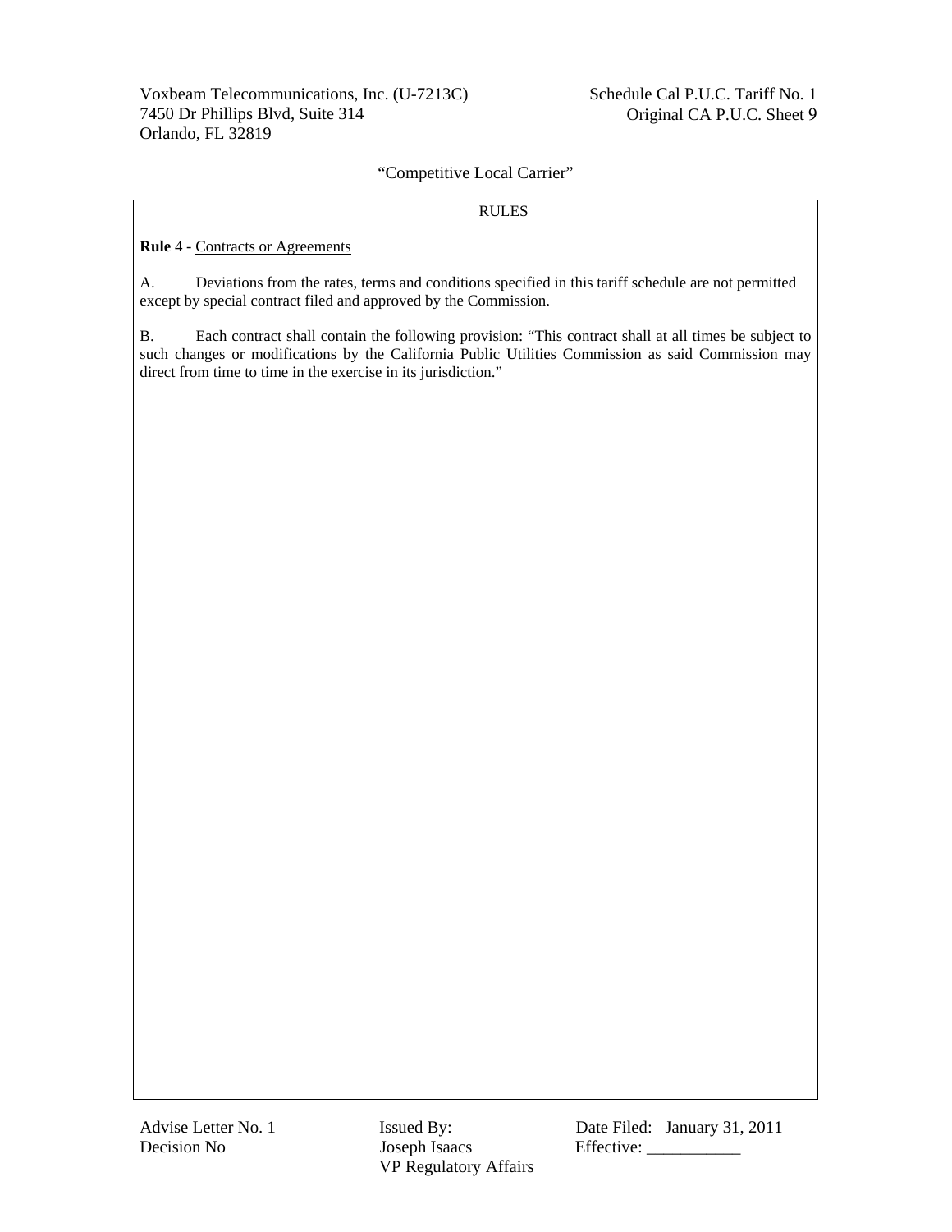"Competitive Local Carrier"

RULES

**Rule** 4 - Contracts or Agreements

A. Deviations from the rates, terms and conditions specified in this tariff schedule are not permitted except by special contract filed and approved by the Commission.

B. Each contract shall contain the following provision: "This contract shall at all times be subject to such changes or modifications by the California Public Utilities Commission as said Commission may direct from time to time in the exercise in its jurisdiction."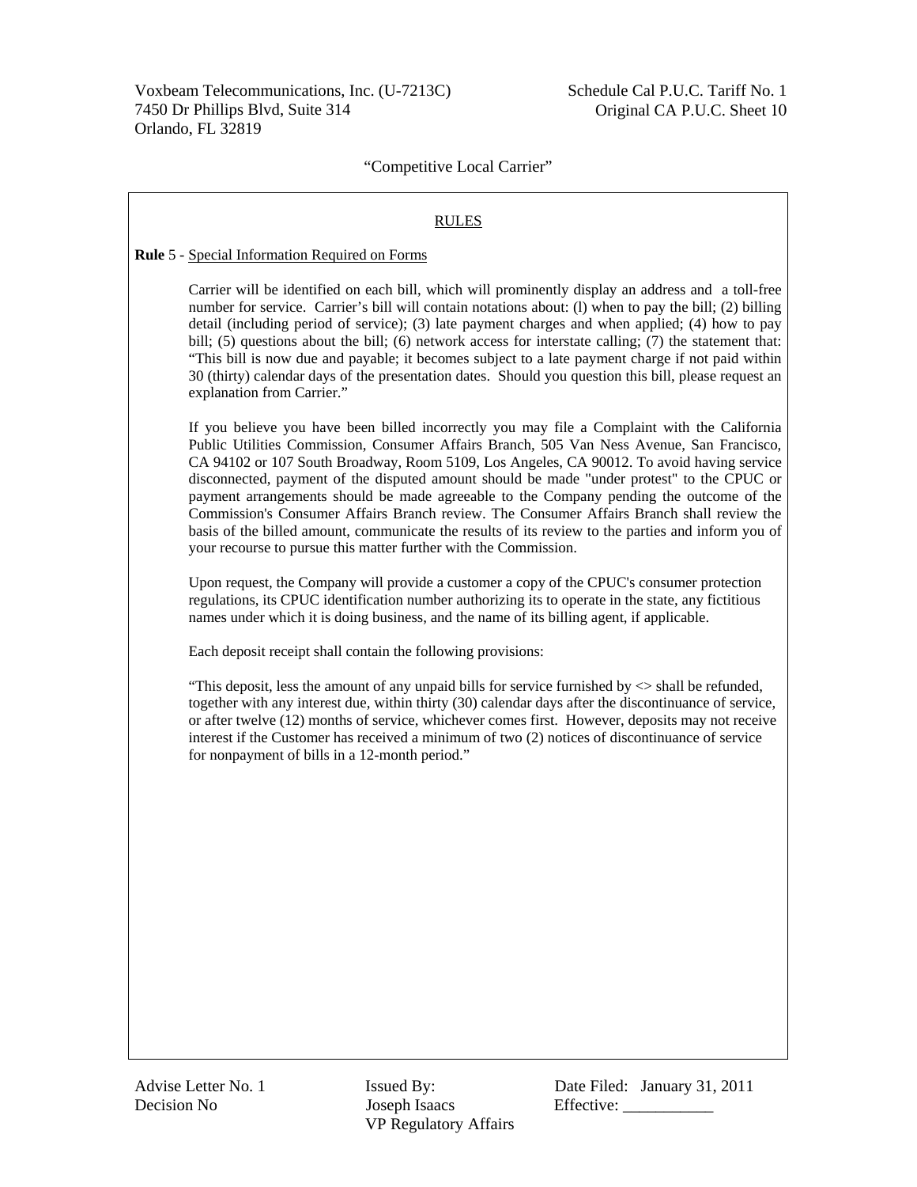"Competitive Local Carrier"

RULES

**Rule** 5 - Special Information Required on Forms

Carrier will be identified on each bill, which will prominently display an address and a toll-free number for service. Carrier's bill will contain notations about: (l) when to pay the bill; (2) billing detail (including period of service); (3) late payment charges and when applied; (4) how to pay bill; (5) questions about the bill; (6) network access for interstate calling; (7) the statement that: "This bill is now due and payable; it becomes subject to a late payment charge if not paid within 30 (thirty) calendar days of the presentation dates. Should you question this bill, please request an explanation from Carrier."

If you believe you have been billed incorrectly you may file a Complaint with the California Public Utilities Commission, Consumer Affairs Branch, 505 Van Ness Avenue, San Francisco, CA 94102 or 107 South Broadway, Room 5109, Los Angeles, CA 90012. To avoid having service disconnected, payment of the disputed amount should be made "under protest" to the CPUC or payment arrangements should be made agreeable to the Company pending the outcome of the Commission's Consumer Affairs Branch review. The Consumer Affairs Branch shall review the basis of the billed amount, communicate the results of its review to the parties and inform you of your recourse to pursue this matter further with the Commission.

Upon request, the Company will provide a customer a copy of the CPUC's consumer protection regulations, its CPUC identification number authorizing its to operate in the state, any fictitious names under which it is doing business, and the name of its billing agent, if applicable.

Each deposit receipt shall contain the following provisions:

"This deposit, less the amount of any unpaid bills for service furnished by <> shall be refunded, together with any interest due, within thirty (30) calendar days after the discontinuance of service, or after twelve (12) months of service, whichever comes first. However, deposits may not receive interest if the Customer has received a minimum of two (2) notices of discontinuance of service for nonpayment of bills in a 12-month period."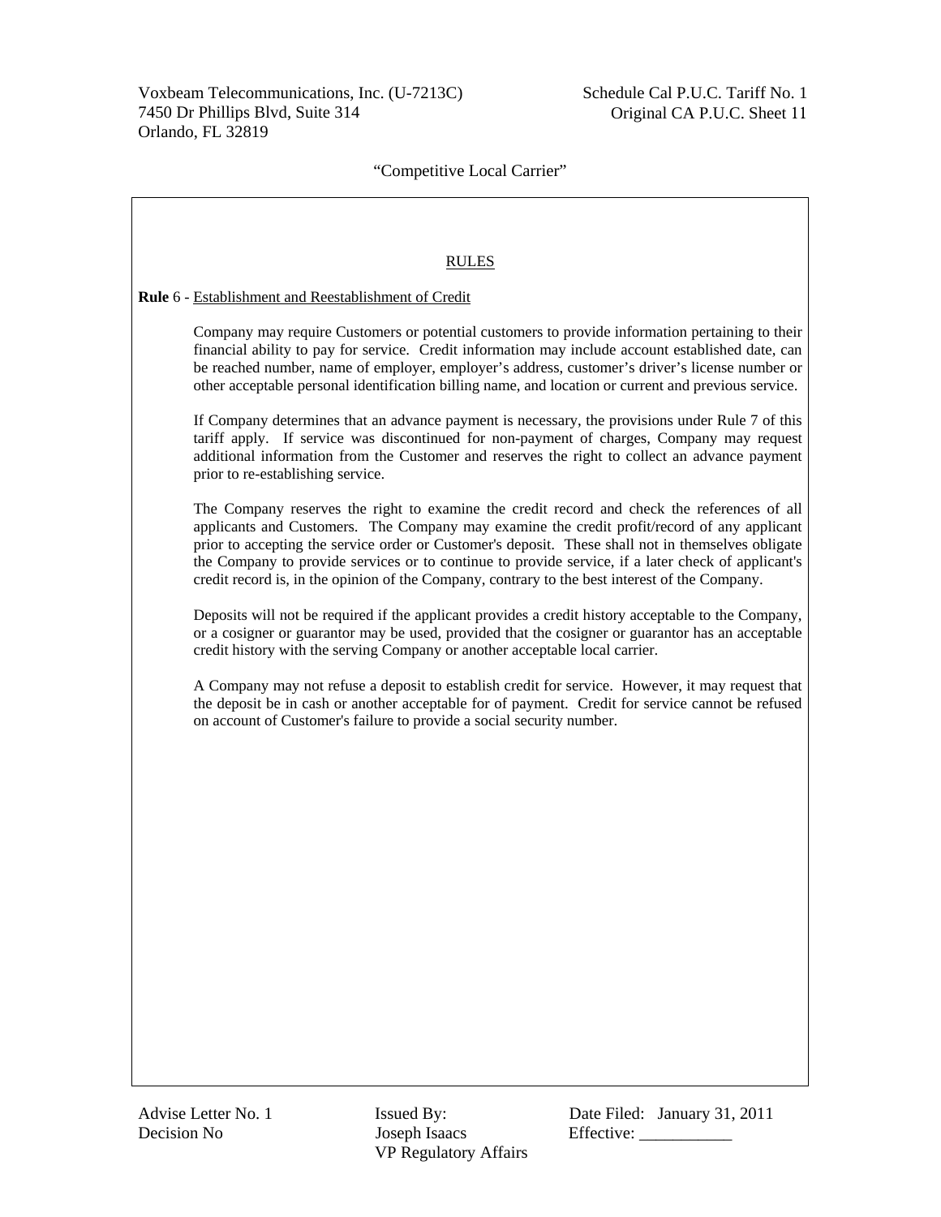## RULES

**Rule** 6 - Establishment and Reestablishment of Credit

Company may require Customers or potential customers to provide information pertaining to their financial ability to pay for service. Credit information may include account established date, can be reached number, name of employer, employer's address, customer's driver's license number or other acceptable personal identification billing name, and location or current and previous service.

If Company determines that an advance payment is necessary, the provisions under Rule 7 of this tariff apply. If service was discontinued for non-payment of charges, Company may request additional information from the Customer and reserves the right to collect an advance payment prior to re-establishing service.

The Company reserves the right to examine the credit record and check the references of all applicants and Customers. The Company may examine the credit profit/record of any applicant prior to accepting the service order or Customer's deposit. These shall not in themselves obligate the Company to provide services or to continue to provide service, if a later check of applicant's credit record is, in the opinion of the Company, contrary to the best interest of the Company.

Deposits will not be required if the applicant provides a credit history acceptable to the Company, or a cosigner or guarantor may be used, provided that the cosigner or guarantor has an acceptable credit history with the serving Company or another acceptable local carrier.

A Company may not refuse a deposit to establish credit for service. However, it may request that the deposit be in cash or another acceptable for of payment. Credit for service cannot be refused on account of Customer's failure to provide a social security number.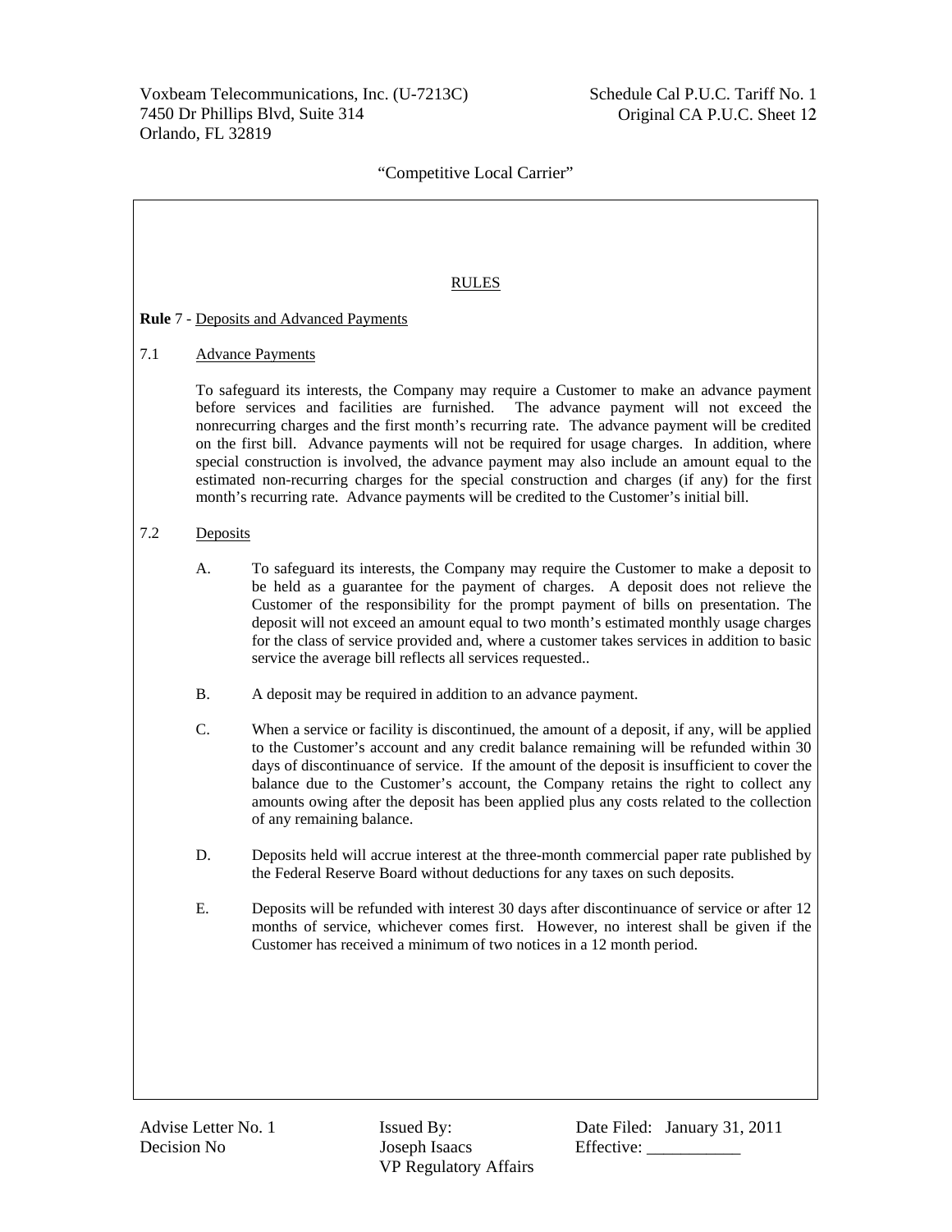"Competitive Local Carrier"

## RULES

**Rule** 7 - Deposits and Advanced Payments

### 7.1 Advance Payments

To safeguard its interests, the Company may require a Customer to make an advance payment before services and facilities are furnished. The advance payment will not exceed the nonrecurring charges and the first month's recurring rate. The advance payment will be credited on the first bill. Advance payments will not be required for usage charges. In addition, where special construction is involved, the advance payment may also include an amount equal to the estimated non-recurring charges for the special construction and charges (if any) for the first month's recurring rate. Advance payments will be credited to the Customer's initial bill.

### 7.2 Deposits

A. To safeguard its interests, the Company may require the Customer to make a deposit to be held as a guarantee for the payment of charges. A deposit does not relieve the Customer of the responsibility for the prompt payment of bills on presentation. The deposit will not exceed an amount equal to two month's estimated monthly usage charges for the class of service provided and, where a customer takes services in addition to basic service the average bill reflects all services requested..

B. A deposit may be required in addition to an advance payment.

C. When a service or facility is discontinued, the amount of a deposit, if any, will be applied to the Customer's account and any credit balance remaining will be refunded within 30 days of discontinuance of service. If the amount of the deposit is insufficient to cover the balance due to the Customer's account, the Company retains the right to collect any amounts owing after the deposit has been applied plus any costs related to the collection of any remaining balance.

D. Deposits held will accrue interest at the three-month commercial paper rate published by the Federal Reserve Board without deductions for any taxes on such deposits.

E. Deposits will be refunded with interest 30 days after discontinuance of service or after 12 months of service, whichever comes first. However, no interest shall be given if the Customer has received a minimum of two notices in a 12 month period.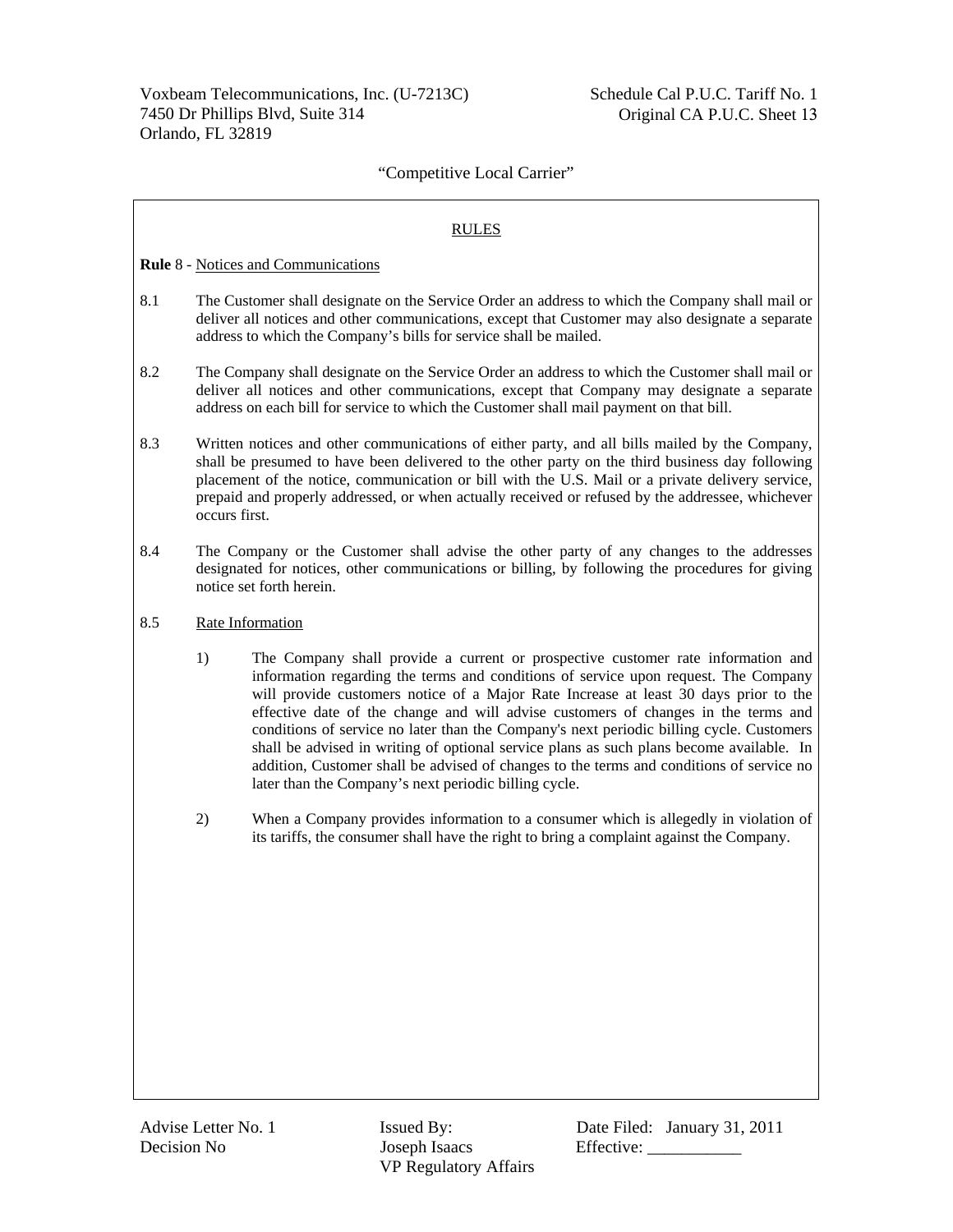"Competitive Local Carrier"

RULES

**Rule** 8 - Notices and Communications

8.1 The Customer shall designate on the Service Order an address to which the Company shall mail or deliver all notices and other communications, except that Customer may also designate a separate address to which the Company's bills for service shall be mailed.

8.2 The Company shall designate on the Service Order an address to which the Customer shall mail or deliver all notices and other communications, except that Company may designate a separate address on each bill for service to which the Customer shall mail payment on that bill.

8.3 Written notices and other communications of either party, and all bills mailed by the Company, shall be presumed to have been delivered to the other party on the third business day following placement of the notice, communication or bill with the U.S. Mail or a private delivery service, prepaid and properly addressed, or when actually received or refused by the addressee, whichever occurs first.

8.4 The Company or the Customer shall advise the other party of any changes to the addresses designated for notices, other communications or billing, by following the procedures for giving notice set forth herein.

8.5 Rate Information

1) The Company shall provide a current or prospective customer rate information and information regarding the terms and conditions of service upon request. The Company will provide customers notice of a Major Rate Increase at least 30 days prior to the effective date of the change and will advise customers of changes in the terms and conditions of service no later than the Company's next periodic billing cycle. Customers shall be advised in writing of optional service plans as such plans become available. In addition, Customer shall be advised of changes to the terms and conditions of service no later than the Company's next periodic billing cycle.

2) When a Company provides information to a consumer which is allegedly in violation of its tariffs, the consumer shall have the right to bring a complaint against the Company.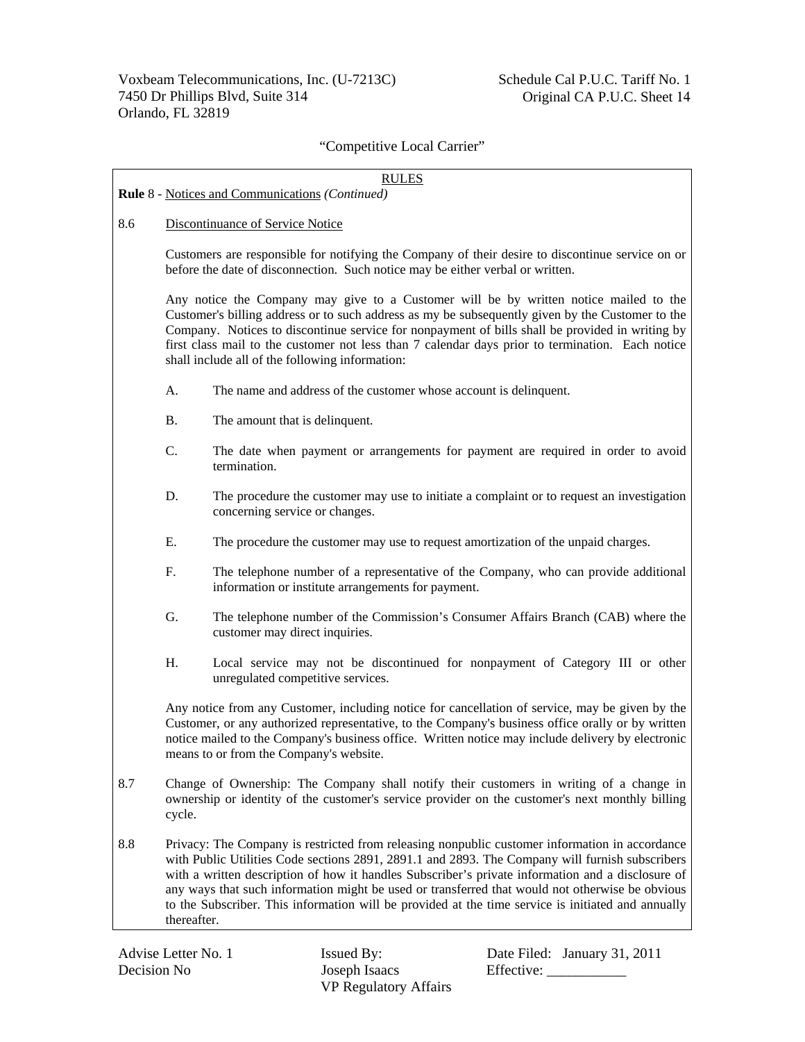"Competitive Local Carrier"

RULES

**Rule** 8 - Notices and Communications *(Continued)*

8.6 Discontinuance of Service Notice

Customers are responsible for notifying the Company of their desire to discontinue service on or before the date of disconnection. Such notice may be either verbal or written.

Any notice the Company may give to a Customer will be by written notice mailed to the Customer's billing address or to such address as my be subsequently given by the Customer to the Company. Notices to discontinue service for nonpayment of bills shall be provided in writing by first class mail to the customer not less than 7 calendar days prior to termination. Each notice shall include all of the following information:

A. The name and address of the customer whose account is delinquent.

B. The amount that is delinquent.

C. The date when payment or arrangements for payment are required in order to avoid termination.

D. The procedure the customer may use to initiate a complaint or to request an investigation concerning service or changes.

E. The procedure the customer may use to request amortization of the unpaid charges.

F. The telephone number of a representative of the Company, who can provide additional information or institute arrangements for payment.

G. The telephone number of the Commission's Consumer Affairs Branch (CAB) where the customer may direct inquiries.

H. Local service may not be discontinued for nonpayment of Category III or other unregulated competitive services.

Any notice from any Customer, including notice for cancellation of service, may be given by the Customer, or any authorized representative, to the Company's business office orally or by written notice mailed to the Company's business office. Written notice may include delivery by electronic means to or from the Company's website.

8.7 Change of Ownership: The Company shall notify their customers in writing of a change in ownership or identity of the customer's service provider on the customer's next monthly billing cycle.

8.8 Privacy: The Company is restricted from releasing nonpublic customer information in accordance with Public Utilities Code sections 2891, 2891.1 and 2893. The Company will furnish subscribers with a written description of how it handles Subscriber's private information and a disclosure of any ways that such information might be used or transferred that would not otherwise be obvious to the Subscriber. This information will be provided at the time service is initiated and annually thereafter.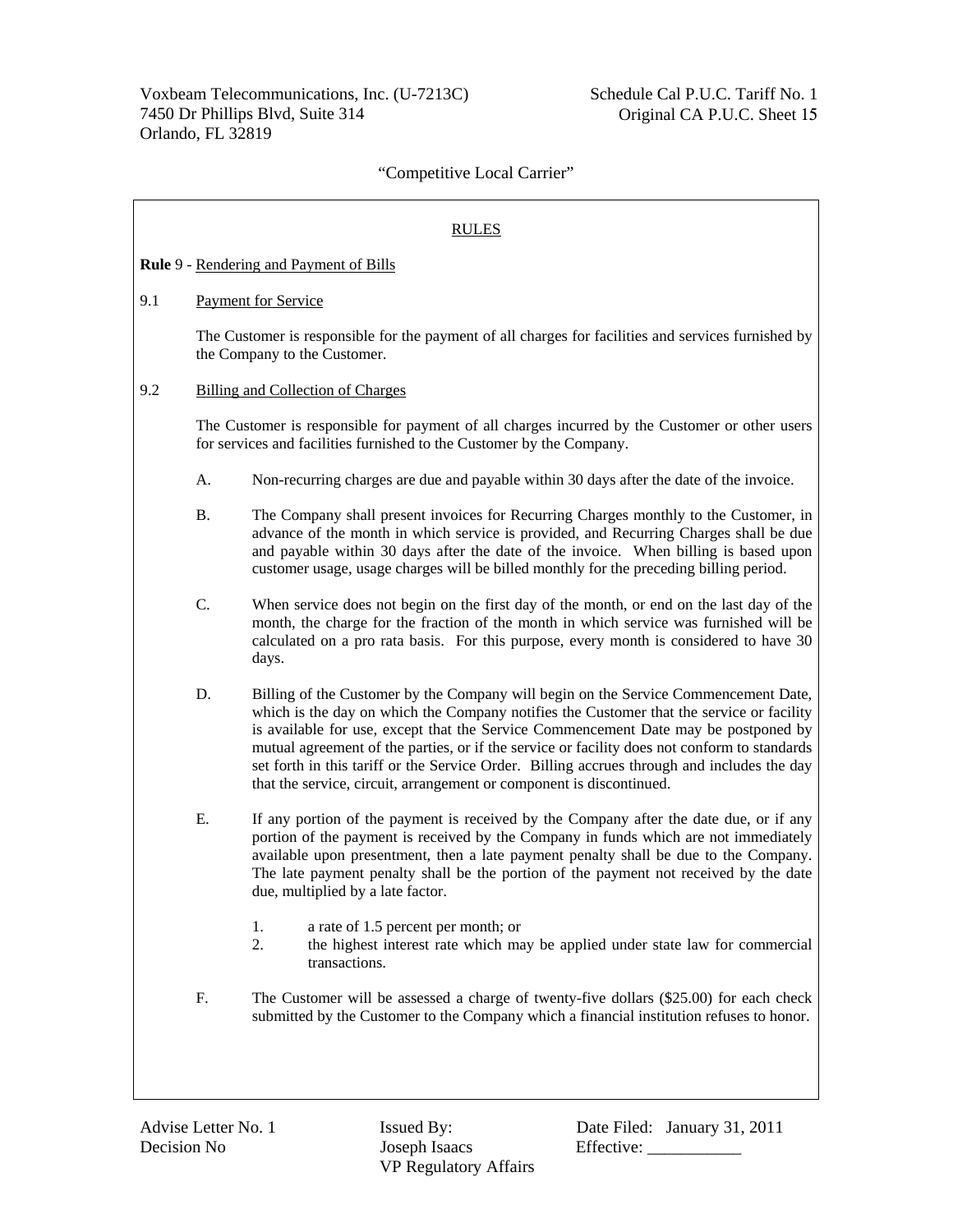"Competitive Local Carrier"

RULES

**Rule** 9 - Rendering and Payment of Bills

9.1 Payment for Service

The Customer is responsible for the payment of all charges for facilities and services furnished by the Company to the Customer.

9.2 Billing and Collection of Charges

The Customer is responsible for payment of all charges incurred by the Customer or other users for services and facilities furnished to the Customer by the Company.

A. Non-recurring charges are due and payable within 30 days after the date of the invoice.

B. The Company shall present invoices for Recurring Charges monthly to the Customer, in advance of the month in which service is provided, and Recurring Charges shall be due and payable within 30 days after the date of the invoice. When billing is based upon customer usage, usage charges will be billed monthly for the preceding billing period.

C. When service does not begin on the first day of the month, or end on the last day of the month, the charge for the fraction of the month in which service was furnished will be calculated on a pro rata basis. For this purpose, every month is considered to have 30 days.

D. Billing of the Customer by the Company will begin on the Service Commencement Date, which is the day on which the Company notifies the Customer that the service or facility is available for use, except that the Service Commencement Date may be postponed by mutual agreement of the parties, or if the service or facility does not conform to standards set forth in this tariff or the Service Order. Billing accrues through and includes the day that the service, circuit, arrangement or component is discontinued.

E. If any portion of the payment is received by the Company after the date due, or if any portion of the payment is received by the Company in funds which are not immediately available upon presentment, then a late payment penalty shall be due to the Company. The late payment penalty shall be the portion of the payment not received by the date due, multiplied by a late factor.

   1. a rate of 1.5 percent per month; or
   2. the highest interest rate which may be applied under state law for commercial transactions.

F. The Customer will be assessed a charge of twenty-five dollars ($25.00) for each check submitted by the Customer to the Company which a financial institution refuses to honor.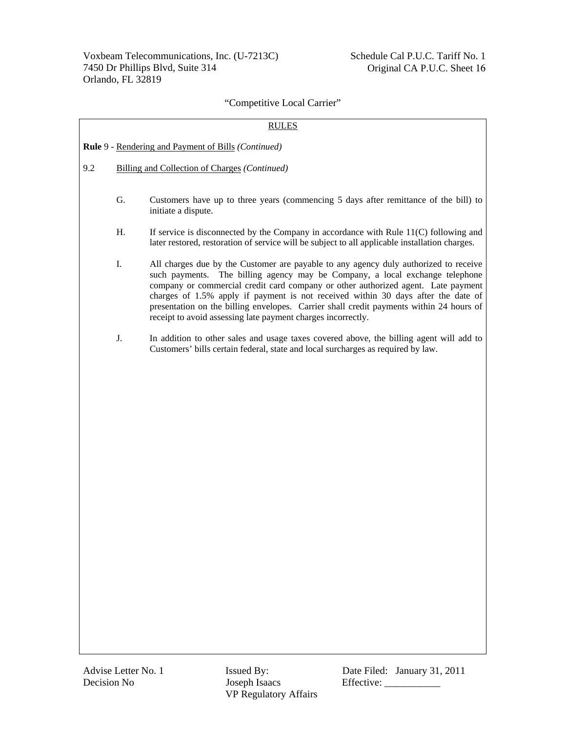Voxbeam Telecommunications, Inc. (U-7213C)
7450 Dr Phillips Blvd, Suite 314
Orlando, FL 32819

Schedule Cal P.U.C. Tariff No. 1
Original CA P.U.C. Sheet 16

"Competitive Local Carrier"

RULES

**Rule** 9 - Rendering and Payment of Bills *(Continued)*

9.2 Billing and Collection of Charges *(Continued)*

G. Customers have up to three years (commencing 5 days after remittance of the bill) to initiate a dispute.

H. If service is disconnected by the Company in accordance with Rule 11(C) following and later restored, restoration of service will be subject to all applicable installation charges.

I. All charges due by the Customer are payable to any agency duly authorized to receive such payments. The billing agency may be Company, a local exchange telephone company or commercial credit card company or other authorized agent. Late payment charges of 1.5% apply if payment is not received within 30 days after the date of presentation on the billing envelopes. Carrier shall credit payments within 24 hours of receipt to avoid assessing late payment charges incorrectly.

J. In addition to other sales and usage taxes covered above, the billing agent will add to Customers' bills certain federal, state and local surcharges as required by law.

Advise Letter No. 1
Decision No

Issued By:
Joseph Isaacs
VP Regulatory Affairs

Date Filed: January 31, 2011
Effective: ___________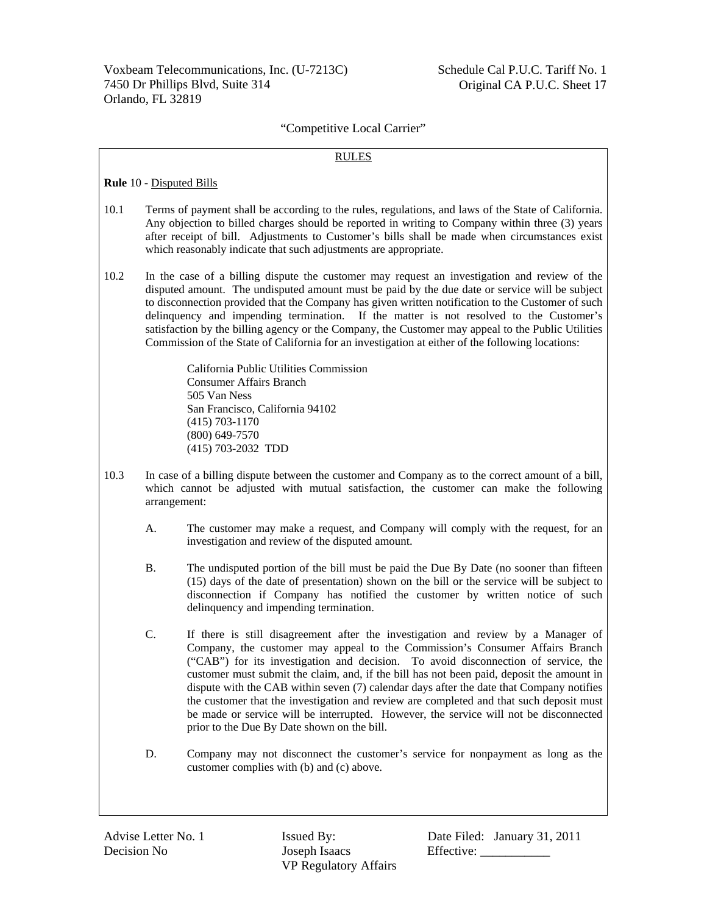"Competitive Local Carrier"

RULES

**Rule** 10 - Disputed Bills

10.1 Terms of payment shall be according to the rules, regulations, and laws of the State of California. Any objection to billed charges should be reported in writing to Company within three (3) years after receipt of bill. Adjustments to Customer's bills shall be made when circumstances exist which reasonably indicate that such adjustments are appropriate.

10.2 In the case of a billing dispute the customer may request an investigation and review of the disputed amount. The undisputed amount must be paid by the due date or service will be subject to disconnection provided that the Company has given written notification to the Customer of such delinquency and impending termination. If the matter is not resolved to the Customer's satisfaction by the billing agency or the Company, the Customer may appeal to the Public Utilities Commission of the State of California for an investigation at either of the following locations:

California Public Utilities Commission
Consumer Affairs Branch
505 Van Ness
San Francisco, California 94102
(415) 703-1170
(800) 649-7570
(415) 703-2032 TDD

10.3 In case of a billing dispute between the customer and Company as to the correct amount of a bill, which cannot be adjusted with mutual satisfaction, the customer can make the following arrangement:

A. The customer may make a request, and Company will comply with the request, for an investigation and review of the disputed amount.

B. The undisputed portion of the bill must be paid the Due By Date (no sooner than fifteen (15) days of the date of presentation) shown on the bill or the service will be subject to disconnection if Company has notified the customer by written notice of such delinquency and impending termination.

C. If there is still disagreement after the investigation and review by a Manager of Company, the customer may appeal to the Commission's Consumer Affairs Branch ("CAB") for its investigation and decision. To avoid disconnection of service, the customer must submit the claim, and, if the bill has not been paid, deposit the amount in dispute with the CAB within seven (7) calendar days after the date that Company notifies the customer that the investigation and review are completed and that such deposit must be made or service will be interrupted. However, the service will not be disconnected prior to the Due By Date shown on the bill.

D. Company may not disconnect the customer's service for nonpayment as long as the customer complies with (b) and (c) above.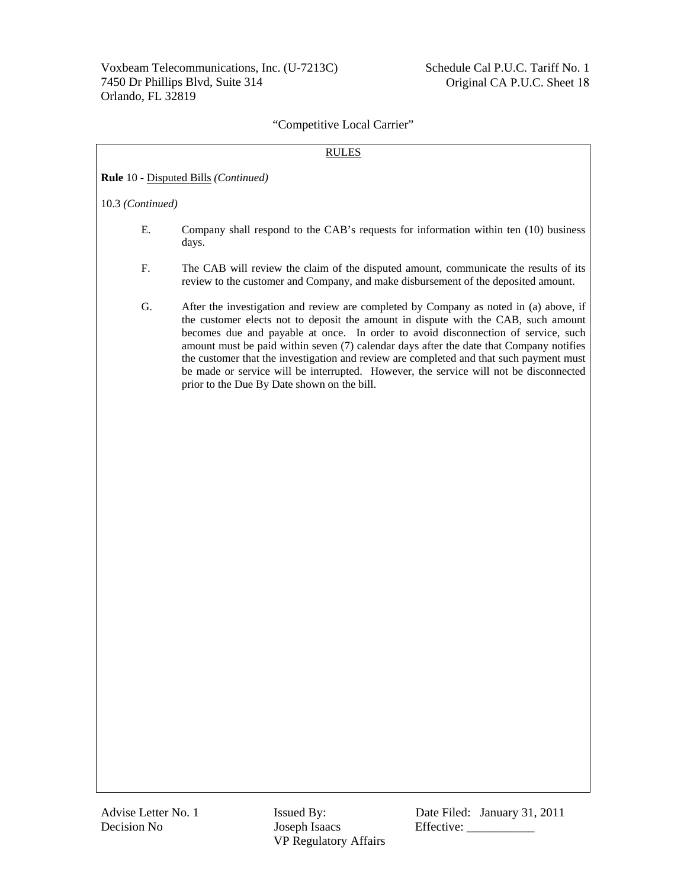RULES

**Rule** 10 - Disputed Bills *(Continued)*

10.3 *(Continued)*

E. Company shall respond to the CAB's requests for information within ten (10) business days.

F. The CAB will review the claim of the disputed amount, communicate the results of its review to the customer and Company, and make disbursement of the deposited amount.

G. After the investigation and review are completed by Company as noted in (a) above, if the customer elects not to deposit the amount in dispute with the CAB, such amount becomes due and payable at once. In order to avoid disconnection of service, such amount must be paid within seven (7) calendar days after the date that Company notifies the customer that the investigation and review are completed and that such payment must be made or service will be interrupted. However, the service will not be disconnected prior to the Due By Date shown on the bill.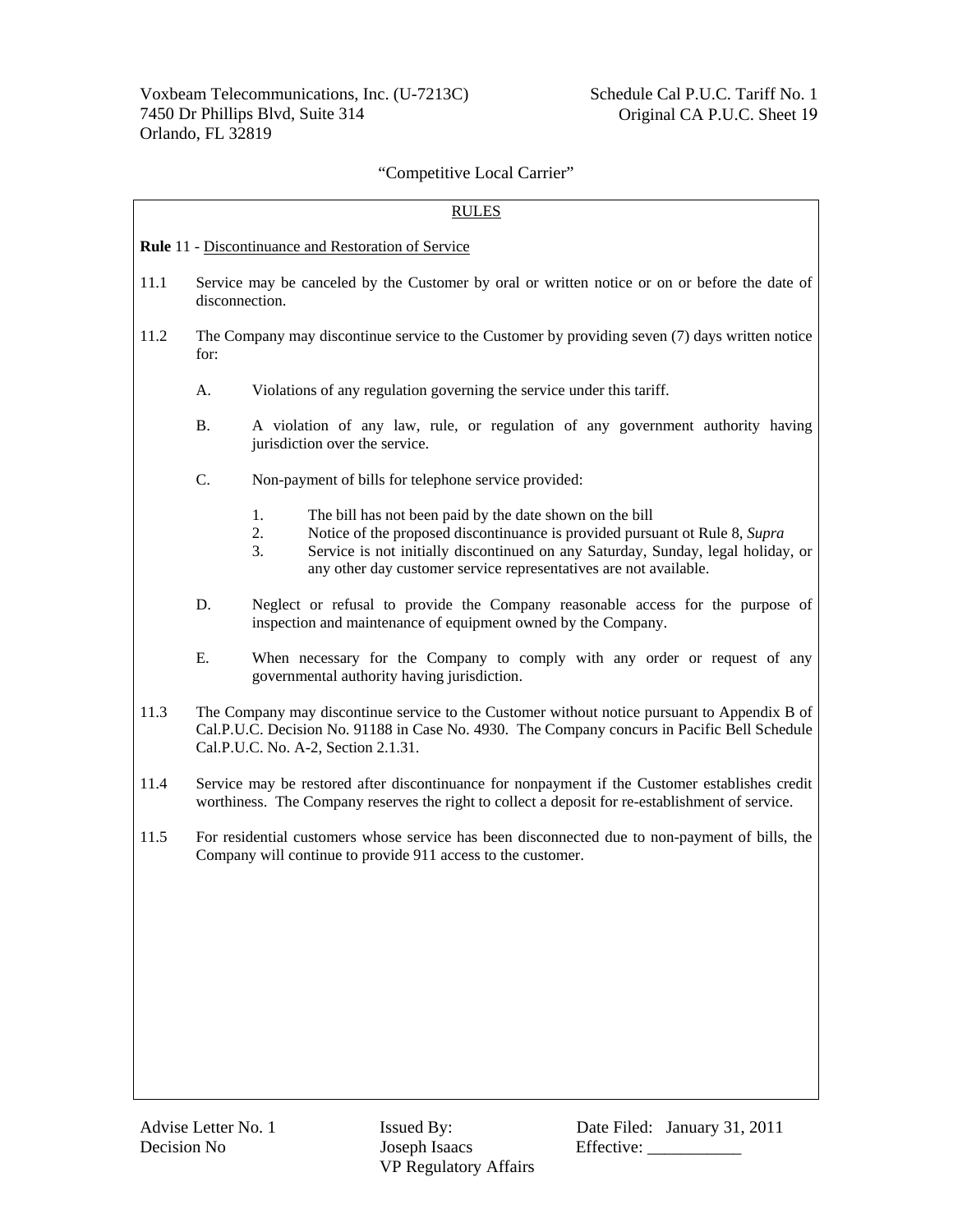Voxbeam Telecommunications, Inc. (U-7213C)
7450 Dr Phillips Blvd, Suite 314
Orlando, FL 32819

Schedule Cal P.U.C. Tariff No. 1
Original CA P.U.C. Sheet 19

"Competitive Local Carrier"

RULES

**Rule** 11 - Discontinuance and Restoration of Service

11.1 Service may be canceled by the Customer by oral or written notice or on or before the date of disconnection.

11.2 The Company may discontinue service to the Customer by providing seven (7) days written notice for:

A. Violations of any regulation governing the service under this tariff.

B. A violation of any law, rule, or regulation of any government authority having jurisdiction over the service.

C. Non-payment of bills for telephone service provided:

1. The bill has not been paid by the date shown on the bill
2. Notice of the proposed discontinuance is provided pursuant ot Rule 8, *Supra*
3. Service is not initially discontinued on any Saturday, Sunday, legal holiday, or any other day customer service representatives are not available.

D. Neglect or refusal to provide the Company reasonable access for the purpose of inspection and maintenance of equipment owned by the Company.

E. When necessary for the Company to comply with any order or request of any governmental authority having jurisdiction.

11.3 The Company may discontinue service to the Customer without notice pursuant to Appendix B of Cal.P.U.C. Decision No. 91188 in Case No. 4930. The Company concurs in Pacific Bell Schedule Cal.P.U.C. No. A-2, Section 2.1.31.

11.4 Service may be restored after discontinuance for nonpayment if the Customer establishes credit worthiness. The Company reserves the right to collect a deposit for re-establishment of service.

11.5 For residential customers whose service has been disconnected due to non-payment of bills, the Company will continue to provide 911 access to the customer.

Advise Letter No. 1
Decision No

Issued By:
Joseph Isaacs
VP Regulatory Affairs

Date Filed: January 31, 2011
Effective: ___________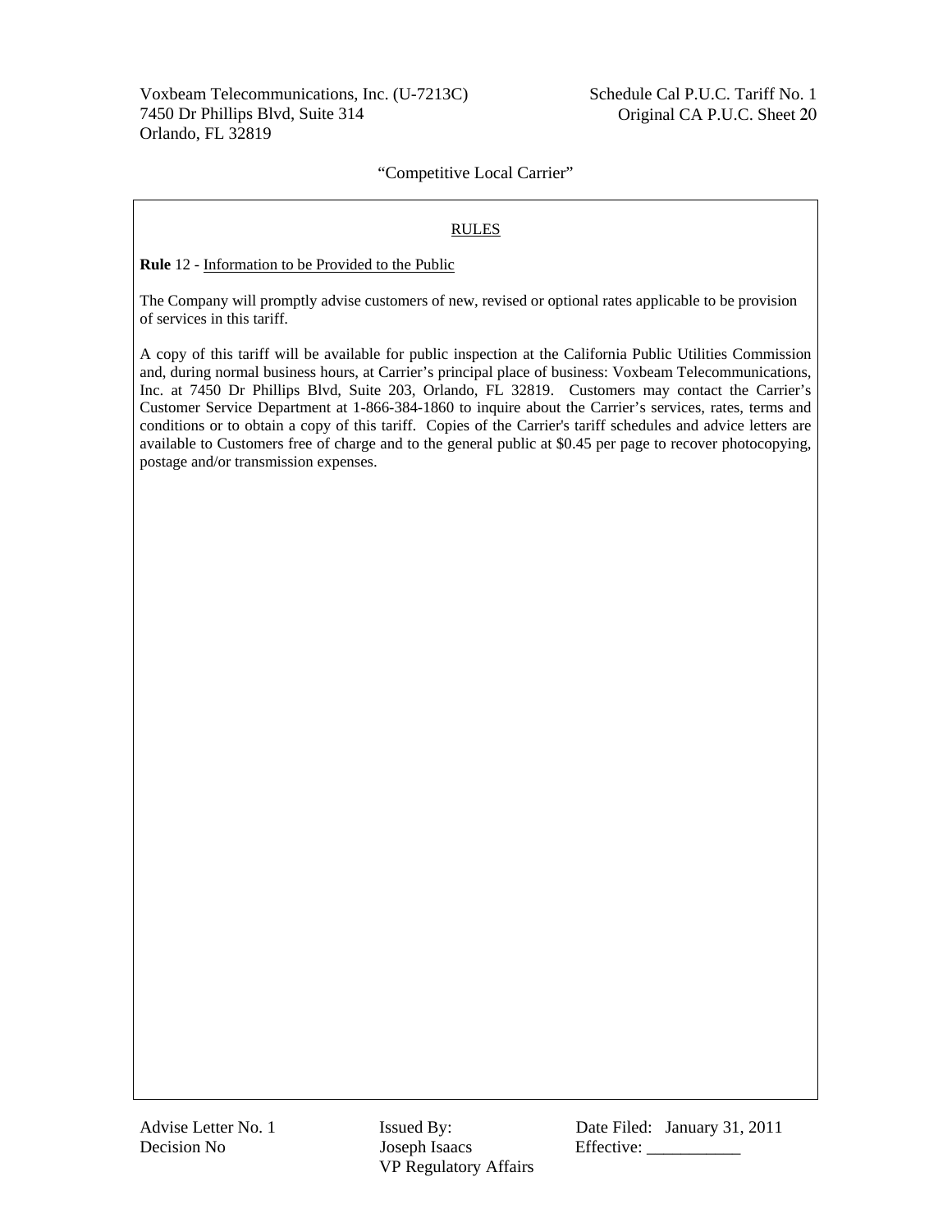"Competitive Local Carrier"

## RULES

**Rule** 12 - Information to be Provided to the Public

The Company will promptly advise customers of new, revised or optional rates applicable to be provision of services in this tariff.

A copy of this tariff will be available for public inspection at the California Public Utilities Commission and, during normal business hours, at Carrier's principal place of business: Voxbeam Telecommunications, Inc. at 7450 Dr Phillips Blvd, Suite 203, Orlando, FL 32819. Customers may contact the Carrier's Customer Service Department at 1-866-384-1860 to inquire about the Carrier's services, rates, terms and conditions or to obtain a copy of this tariff. Copies of the Carrier's tariff schedules and advice letters are available to Customers free of charge and to the general public at $0.45 per page to recover photocopying, postage and/or transmission expenses.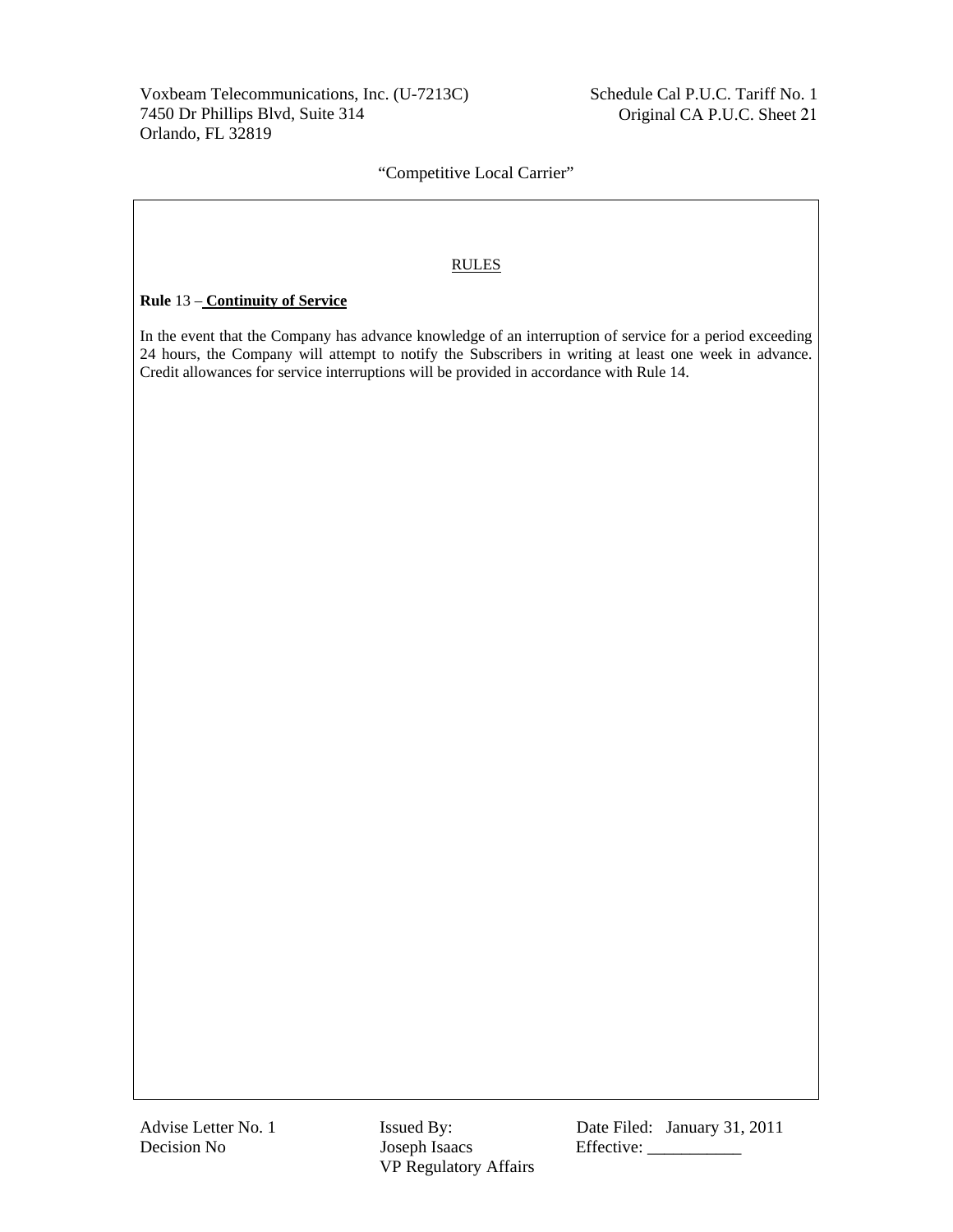## RULES

**Rule** 13 – **Continuity of Service**

In the event that the Company has advance knowledge of an interruption of service for a period exceeding 24 hours, the Company will attempt to notify the Subscribers in writing at least one week in advance. Credit allowances for service interruptions will be provided in accordance with Rule 14.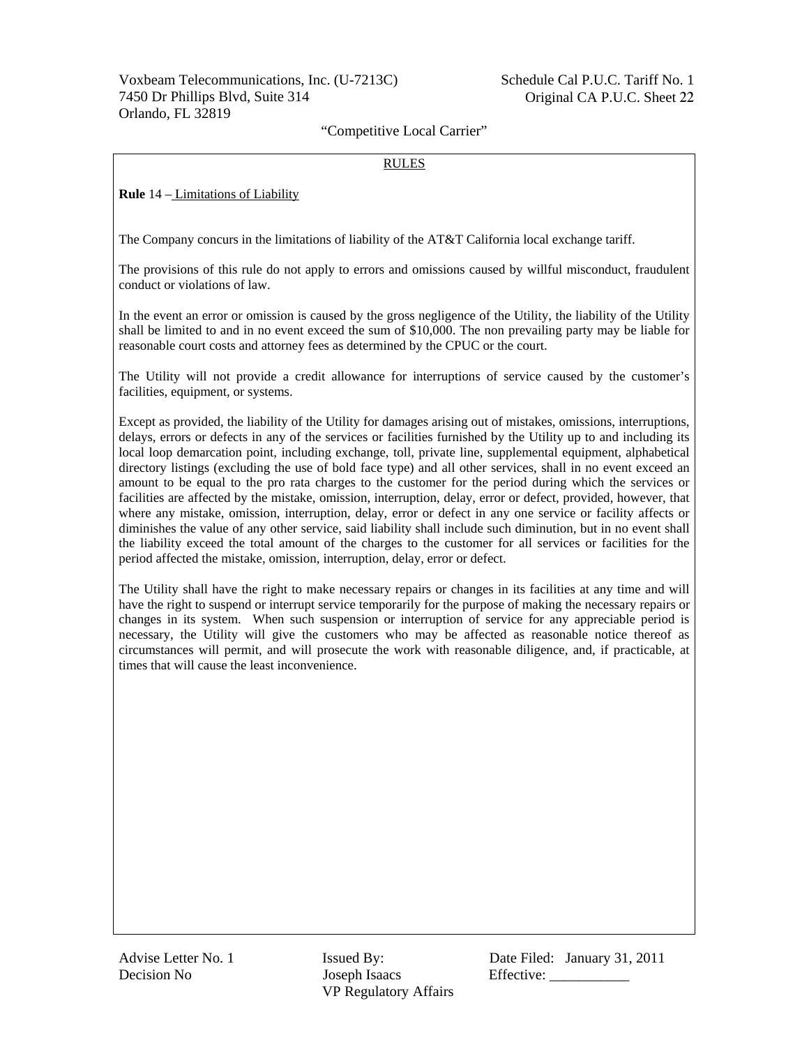RULES

**Rule** 14 – Limitations of Liability

The Company concurs in the limitations of liability of the AT&T California local exchange tariff.

The provisions of this rule do not apply to errors and omissions caused by willful misconduct, fraudulent conduct or violations of law.

In the event an error or omission is caused by the gross negligence of the Utility, the liability of the Utility shall be limited to and in no event exceed the sum of $10,000. The non prevailing party may be liable for reasonable court costs and attorney fees as determined by the CPUC or the court.

The Utility will not provide a credit allowance for interruptions of service caused by the customer's facilities, equipment, or systems.

Except as provided, the liability of the Utility for damages arising out of mistakes, omissions, interruptions, delays, errors or defects in any of the services or facilities furnished by the Utility up to and including its local loop demarcation point, including exchange, toll, private line, supplemental equipment, alphabetical directory listings (excluding the use of bold face type) and all other services, shall in no event exceed an amount to be equal to the pro rata charges to the customer for the period during which the services or facilities are affected by the mistake, omission, interruption, delay, error or defect, provided, however, that where any mistake, omission, interruption, delay, error or defect in any one service or facility affects or diminishes the value of any other service, said liability shall include such diminution, but in no event shall the liability exceed the total amount of the charges to the customer for all services or facilities for the period affected the mistake, omission, interruption, delay, error or defect.

The Utility shall have the right to make necessary repairs or changes in its facilities at any time and will have the right to suspend or interrupt service temporarily for the purpose of making the necessary repairs or changes in its system. When such suspension or interruption of service for any appreciable period is necessary, the Utility will give the customers who may be affected as reasonable notice thereof as circumstances will permit, and will prosecute the work with reasonable diligence, and, if practicable, at times that will cause the least inconvenience.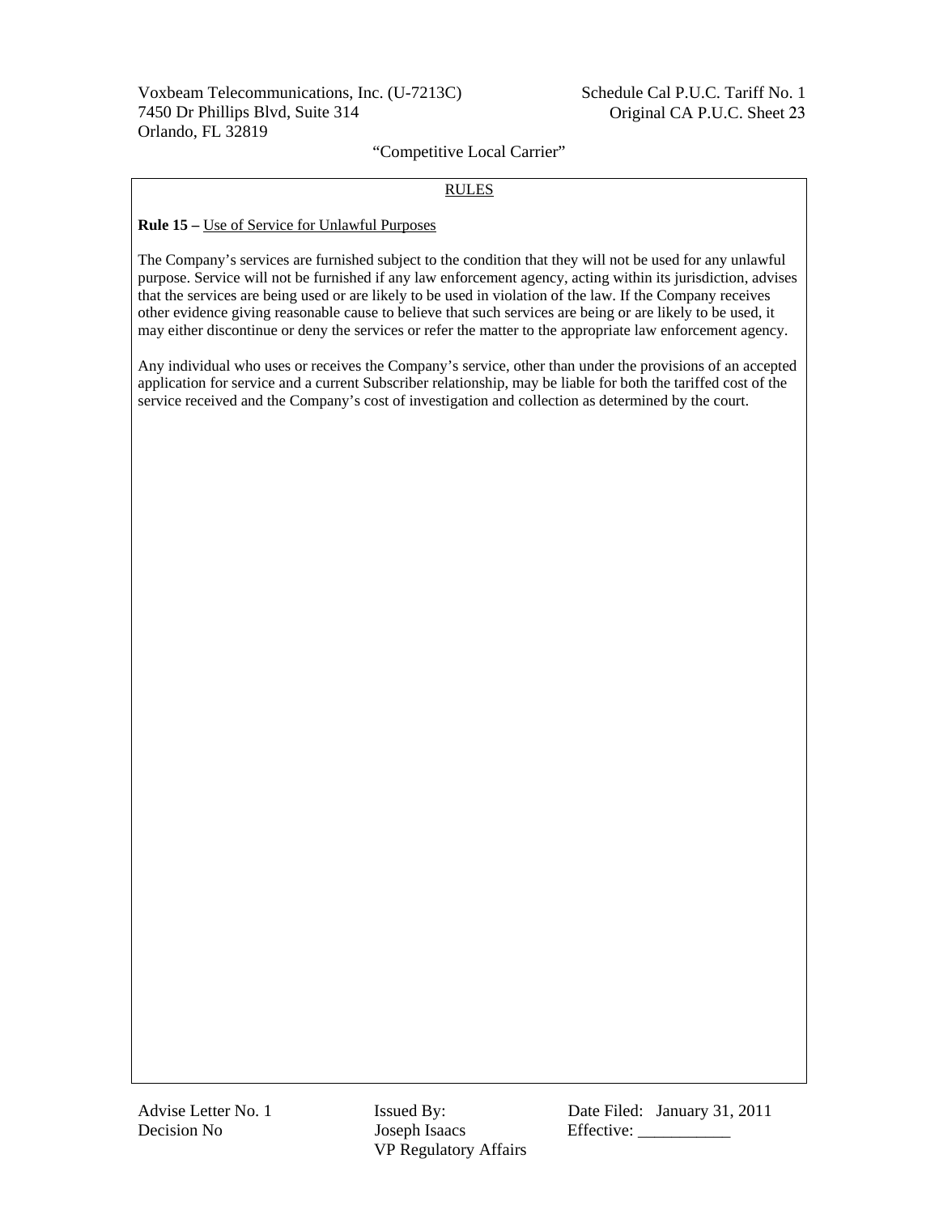## RULES

**Rule 15 –** Use of Service for Unlawful Purposes

The Company's services are furnished subject to the condition that they will not be used for any unlawful purpose. Service will not be furnished if any law enforcement agency, acting within its jurisdiction, advises that the services are being used or are likely to be used in violation of the law. If the Company receives other evidence giving reasonable cause to believe that such services are being or are likely to be used, it may either discontinue or deny the services or refer the matter to the appropriate law enforcement agency.

Any individual who uses or receives the Company's service, other than under the provisions of an accepted application for service and a current Subscriber relationship, may be liable for both the tariffed cost of the service received and the Company's cost of investigation and collection as determined by the court.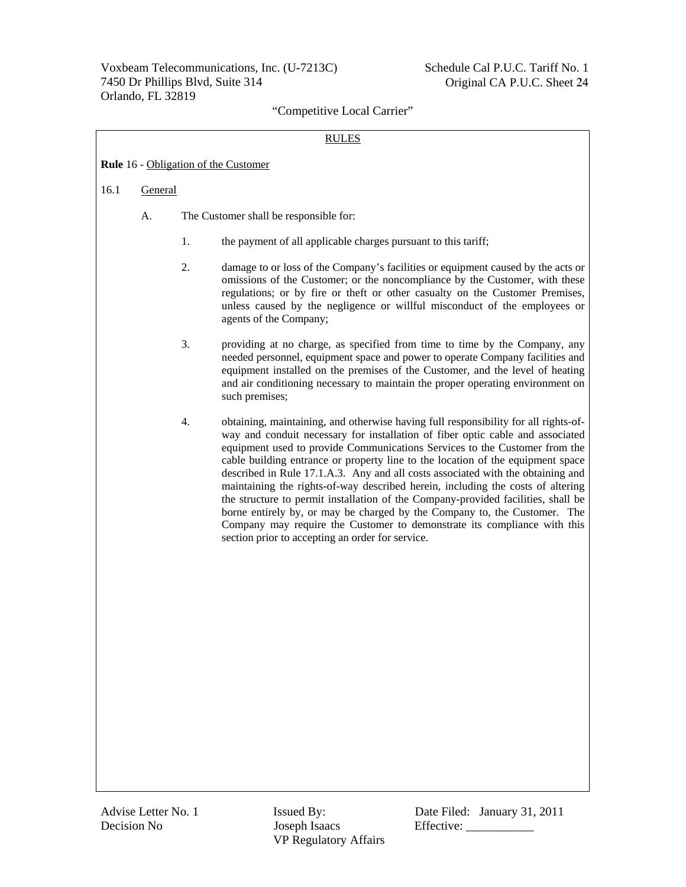RULES

**Rule** 16 - Obligation of the Customer

16.1 General

A. The Customer shall be responsible for:

1. the payment of all applicable charges pursuant to this tariff;

2. damage to or loss of the Company's facilities or equipment caused by the acts or omissions of the Customer; or the noncompliance by the Customer, with these regulations; or by fire or theft or other casualty on the Customer Premises, unless caused by the negligence or willful misconduct of the employees or agents of the Company;

3. providing at no charge, as specified from time to time by the Company, any needed personnel, equipment space and power to operate Company facilities and equipment installed on the premises of the Customer, and the level of heating and air conditioning necessary to maintain the proper operating environment on such premises;

4. obtaining, maintaining, and otherwise having full responsibility for all rights-of-way and conduit necessary for installation of fiber optic cable and associated equipment used to provide Communications Services to the Customer from the cable building entrance or property line to the location of the equipment space described in Rule 17.1.A.3. Any and all costs associated with the obtaining and maintaining the rights-of-way described herein, including the costs of altering the structure to permit installation of the Company-provided facilities, shall be borne entirely by, or may be charged by the Company to, the Customer. The Company may require the Customer to demonstrate its compliance with this section prior to accepting an order for service.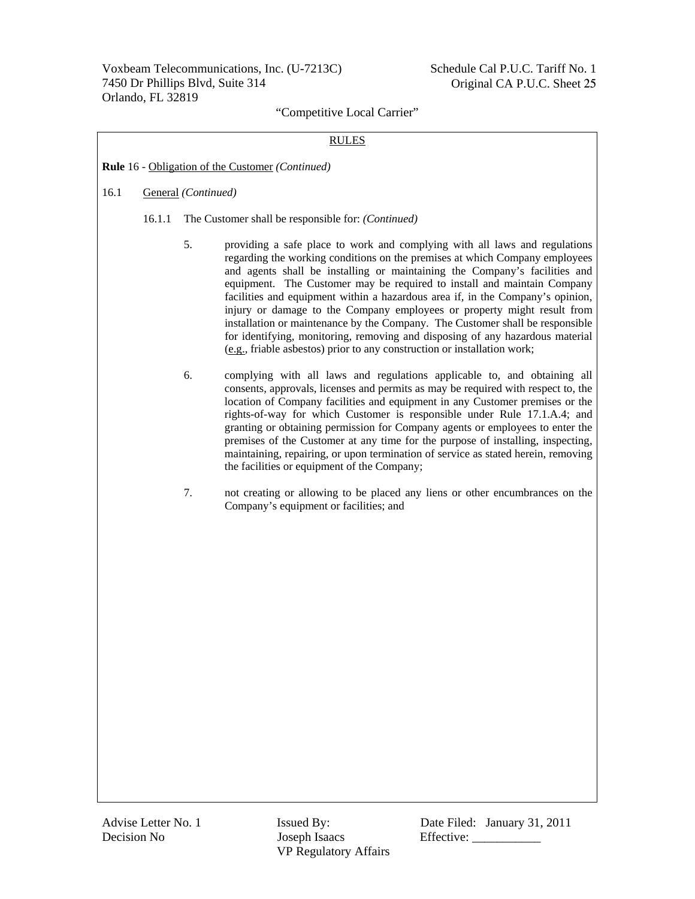RULES

**Rule** 16 - Obligation of the Customer *(Continued)*

16.1 General *(Continued)*

16.1.1 The Customer shall be responsible for: *(Continued)*

5. providing a safe place to work and complying with all laws and regulations regarding the working conditions on the premises at which Company employees and agents shall be installing or maintaining the Company's facilities and equipment. The Customer may be required to install and maintain Company facilities and equipment within a hazardous area if, in the Company's opinion, injury or damage to the Company employees or property might result from installation or maintenance by the Company. The Customer shall be responsible for identifying, monitoring, removing and disposing of any hazardous material (e.g., friable asbestos) prior to any construction or installation work;

6. complying with all laws and regulations applicable to, and obtaining all consents, approvals, licenses and permits as may be required with respect to, the location of Company facilities and equipment in any Customer premises or the rights-of-way for which Customer is responsible under Rule 17.1.A.4; and granting or obtaining permission for Company agents or employees to enter the premises of the Customer at any time for the purpose of installing, inspecting, maintaining, repairing, or upon termination of service as stated herein, removing the facilities or equipment of the Company;

7. not creating or allowing to be placed any liens or other encumbrances on the Company's equipment or facilities; and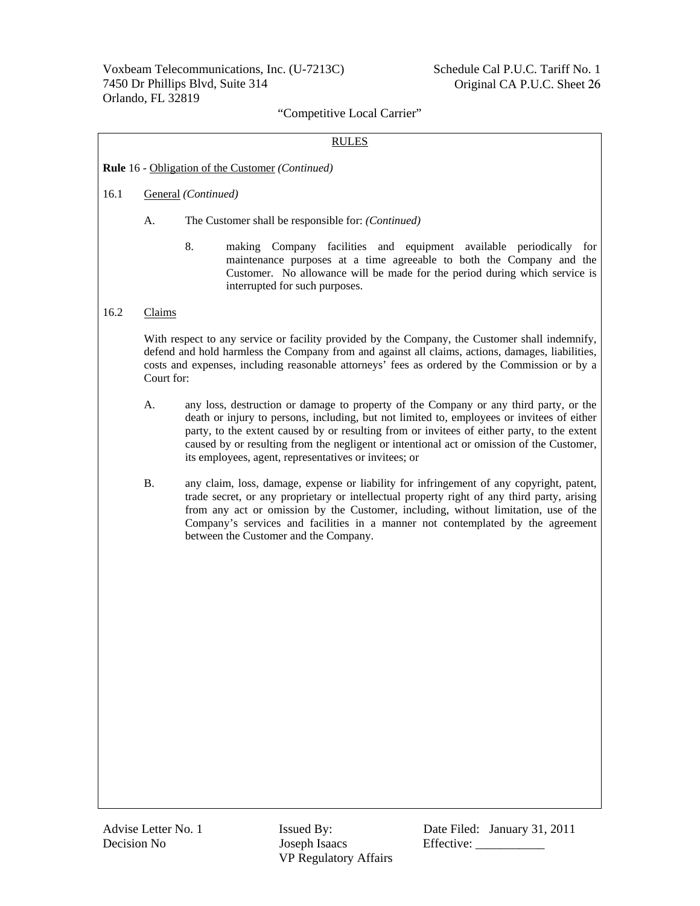## RULES

**Rule** 16 - Obligation of the Customer *(Continued)*

16.1 General *(Continued)*

A. The Customer shall be responsible for: *(Continued)*

8. making Company facilities and equipment available periodically for maintenance purposes at a time agreeable to both the Company and the Customer. No allowance will be made for the period during which service is interrupted for such purposes.

16.2 Claims

With respect to any service or facility provided by the Company, the Customer shall indemnify, defend and hold harmless the Company from and against all claims, actions, damages, liabilities, costs and expenses, including reasonable attorneys' fees as ordered by the Commission or by a Court for:

A. any loss, destruction or damage to property of the Company or any third party, or the death or injury to persons, including, but not limited to, employees or invitees of either party, to the extent caused by or resulting from or invitees of either party, to the extent caused by or resulting from the negligent or intentional act or omission of the Customer, its employees, agent, representatives or invitees; or

B. any claim, loss, damage, expense or liability for infringement of any copyright, patent, trade secret, or any proprietary or intellectual property right of any third party, arising from any act or omission by the Customer, including, without limitation, use of the Company's services and facilities in a manner not contemplated by the agreement between the Customer and the Company.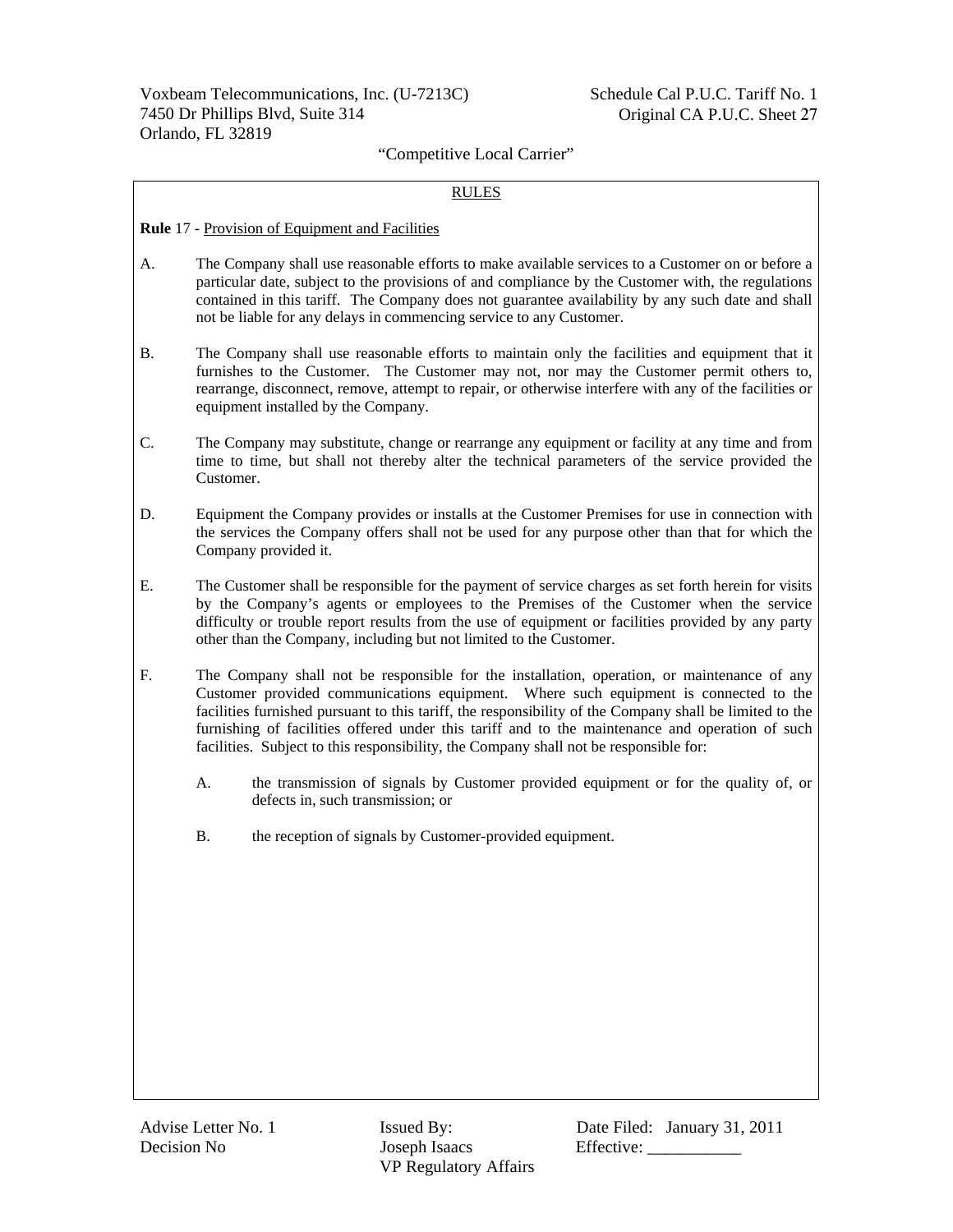## RULES

**Rule** 17 - Provision of Equipment and Facilities

A. The Company shall use reasonable efforts to make available services to a Customer on or before a particular date, subject to the provisions of and compliance by the Customer with, the regulations contained in this tariff. The Company does not guarantee availability by any such date and shall not be liable for any delays in commencing service to any Customer.

B. The Company shall use reasonable efforts to maintain only the facilities and equipment that it furnishes to the Customer. The Customer may not, nor may the Customer permit others to, rearrange, disconnect, remove, attempt to repair, or otherwise interfere with any of the facilities or equipment installed by the Company.

C. The Company may substitute, change or rearrange any equipment or facility at any time and from time to time, but shall not thereby alter the technical parameters of the service provided the Customer.

D. Equipment the Company provides or installs at the Customer Premises for use in connection with the services the Company offers shall not be used for any purpose other than that for which the Company provided it.

E. The Customer shall be responsible for the payment of service charges as set forth herein for visits by the Company's agents or employees to the Premises of the Customer when the service difficulty or trouble report results from the use of equipment or facilities provided by any party other than the Company, including but not limited to the Customer.

F. The Company shall not be responsible for the installation, operation, or maintenance of any Customer provided communications equipment. Where such equipment is connected to the facilities furnished pursuant to this tariff, the responsibility of the Company shall be limited to the furnishing of facilities offered under this tariff and to the maintenance and operation of such facilities. Subject to this responsibility, the Company shall not be responsible for:

   A. the transmission of signals by Customer provided equipment or for the quality of, or defects in, such transmission; or

   B. the reception of signals by Customer-provided equipment.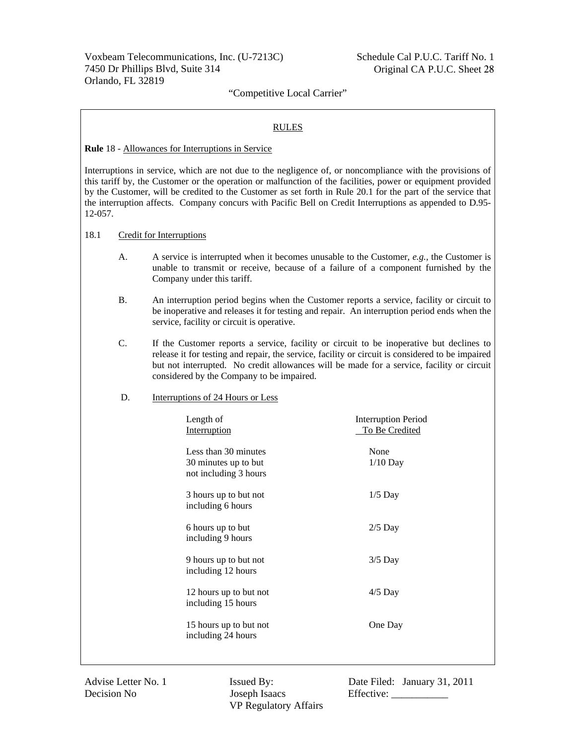Voxbeam Telecommunications, Inc. (U-7213C)
7450 Dr Phillips Blvd, Suite 314
Orlando, FL 32819

Schedule Cal P.U.C. Tariff No. 1
Original CA P.U.C. Sheet 28

"Competitive Local Carrier"

RULES

**Rule** 18 - Allowances for Interruptions in Service

Interruptions in service, which are not due to the negligence of, or noncompliance with the provisions of this tariff by, the Customer or the operation or malfunction of the facilities, power or equipment provided by the Customer, will be credited to the Customer as set forth in Rule 20.1 for the part of the service that the interruption affects. Company concurs with Pacific Bell on Credit Interruptions as appended to D.95-12-057.

18.1 Credit for Interruptions

A. A service is interrupted when it becomes unusable to the Customer, *e.g.,* the Customer is unable to transmit or receive, because of a failure of a component furnished by the Company under this tariff.

B. An interruption period begins when the Customer reports a service, facility or circuit to be inoperative and releases it for testing and repair. An interruption period ends when the service, facility or circuit is operative.

C. If the Customer reports a service, facility or circuit to be inoperative but declines to release it for testing and repair, the service, facility or circuit is considered to be impaired but not interrupted. No credit allowances will be made for a service, facility or circuit considered by the Company to be impaired.

D. Interruptions of 24 Hours or Less

| Length of Interruption | Interruption Period To Be Credited |
|---|---|
| Less than 30 minutes | None |
| 30 minutes up to but not including 3 hours | 1/10 Day |
| 3 hours up to but not including 6 hours | 1/5 Day |
| 6 hours up to but including 9 hours | 2/5 Day |
| 9 hours up to but not including 12 hours | 3/5 Day |
| 12 hours up to but not including 15 hours | 4/5 Day |
| 15 hours up to but not including 24 hours | One Day |

Advise Letter No. 1
Decision No

Issued By:
Joseph Isaacs
VP Regulatory Affairs

Date Filed: January 31, 2011
Effective: ___________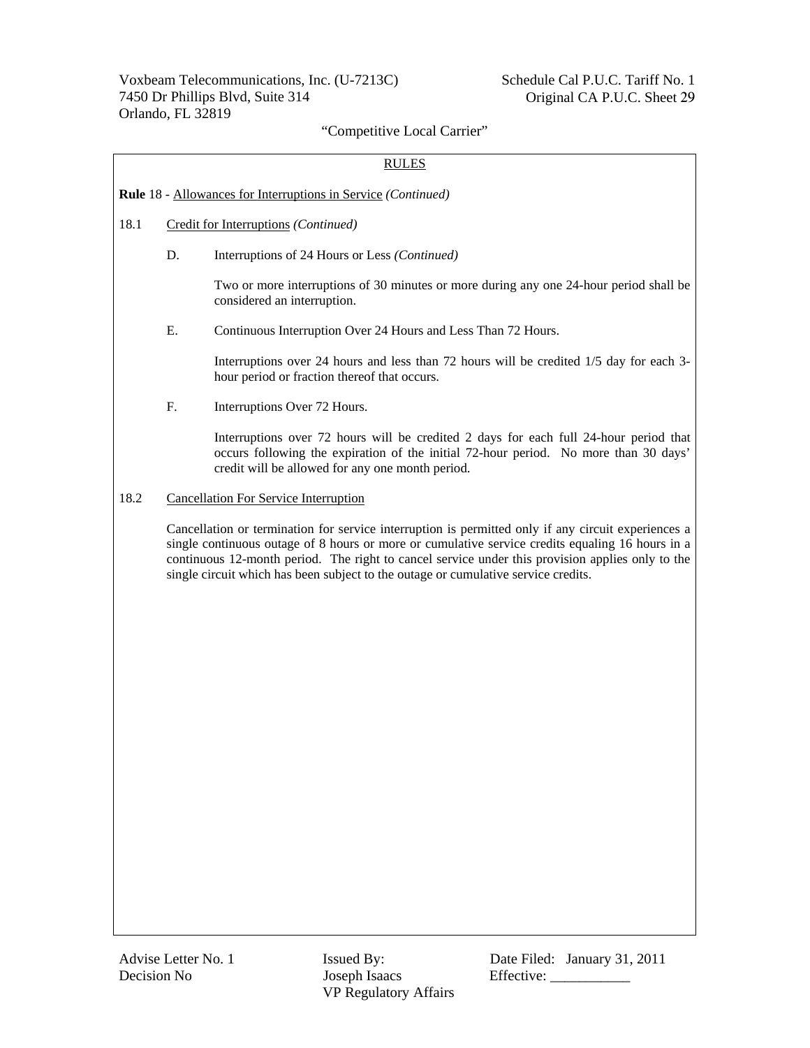## RULES

**Rule** 18 - Allowances for Interruptions in Service *(Continued)*

18.1 Credit for Interruptions *(Continued)*

D. Interruptions of 24 Hours or Less *(Continued)*

Two or more interruptions of 30 minutes or more during any one 24-hour period shall be considered an interruption.

E. Continuous Interruption Over 24 Hours and Less Than 72 Hours.

Interruptions over 24 hours and less than 72 hours will be credited 1/5 day for each 3-hour period or fraction thereof that occurs.

F. Interruptions Over 72 Hours.

Interruptions over 72 hours will be credited 2 days for each full 24-hour period that occurs following the expiration of the initial 72-hour period. No more than 30 days' credit will be allowed for any one month period.

18.2 Cancellation For Service Interruption

Cancellation or termination for service interruption is permitted only if any circuit experiences a single continuous outage of 8 hours or more or cumulative service credits equaling 16 hours in a continuous 12-month period. The right to cancel service under this provision applies only to the single circuit which has been subject to the outage or cumulative service credits.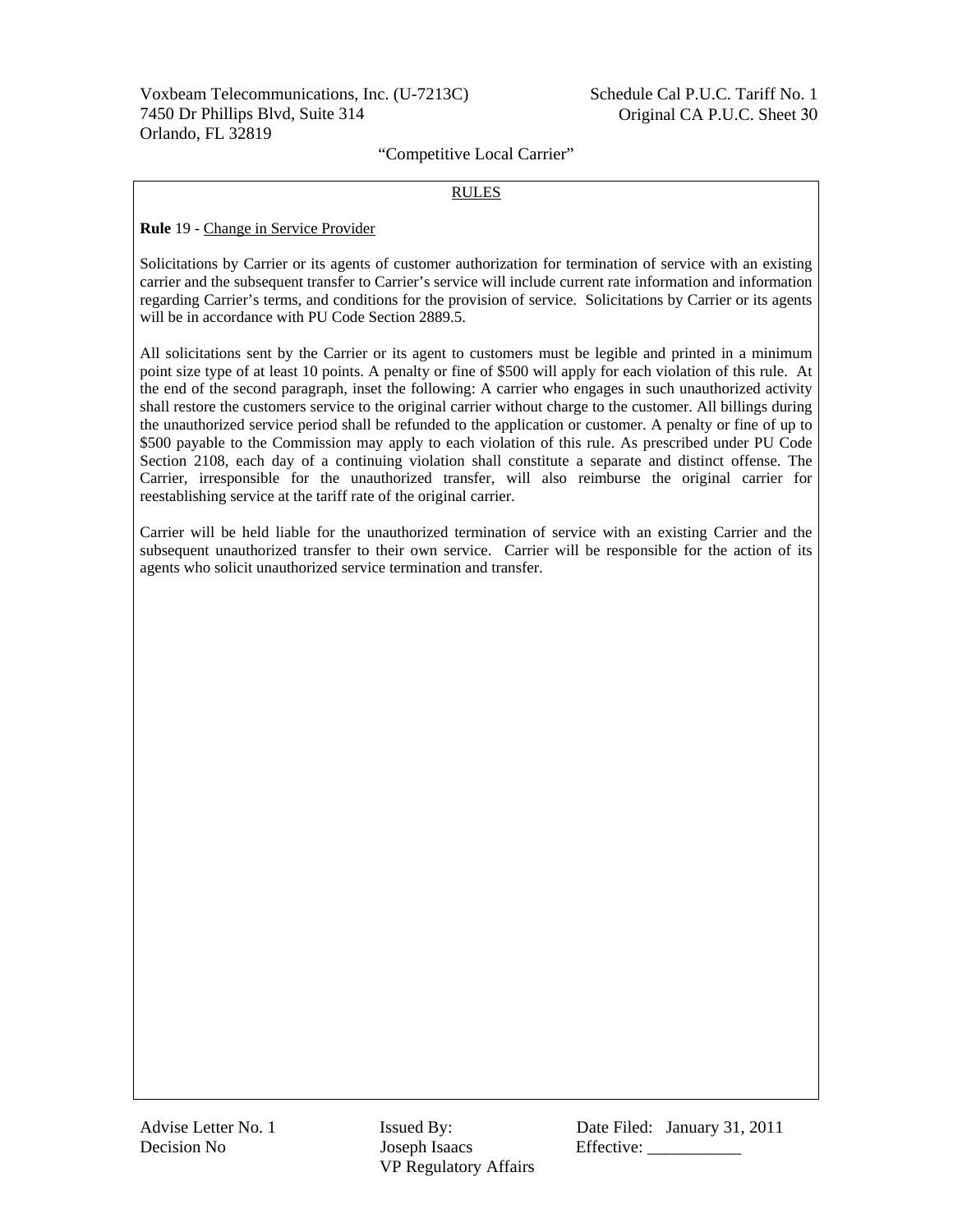Voxbeam Telecommunications, Inc. (U-7213C)
7450 Dr Phillips Blvd, Suite 314
Orlando, FL 32819

Schedule Cal P.U.C. Tariff No. 1
Original CA P.U.C. Sheet 30

"Competitive Local Carrier"

RULES

**Rule** 19 - Change in Service Provider

Solicitations by Carrier or its agents of customer authorization for termination of service with an existing carrier and the subsequent transfer to Carrier's service will include current rate information and information regarding Carrier's terms, and conditions for the provision of service. Solicitations by Carrier or its agents will be in accordance with PU Code Section 2889.5.

All solicitations sent by the Carrier or its agent to customers must be legible and printed in a minimum point size type of at least 10 points. A penalty or fine of $500 will apply for each violation of this rule. At the end of the second paragraph, inset the following: A carrier who engages in such unauthorized activity shall restore the customers service to the original carrier without charge to the customer. All billings during the unauthorized service period shall be refunded to the application or customer. A penalty or fine of up to $500 payable to the Commission may apply to each violation of this rule. As prescribed under PU Code Section 2108, each day of a continuing violation shall constitute a separate and distinct offense. The Carrier, irresponsible for the unauthorized transfer, will also reimburse the original carrier for reestablishing service at the tariff rate of the original carrier.

Carrier will be held liable for the unauthorized termination of service with an existing Carrier and the subsequent unauthorized transfer to their own service. Carrier will be responsible for the action of its agents who solicit unauthorized service termination and transfer.

Advise Letter No. 1
Decision No

Issued By:
Joseph Isaacs
VP Regulatory Affairs

Date Filed: January 31, 2011
Effective: ___________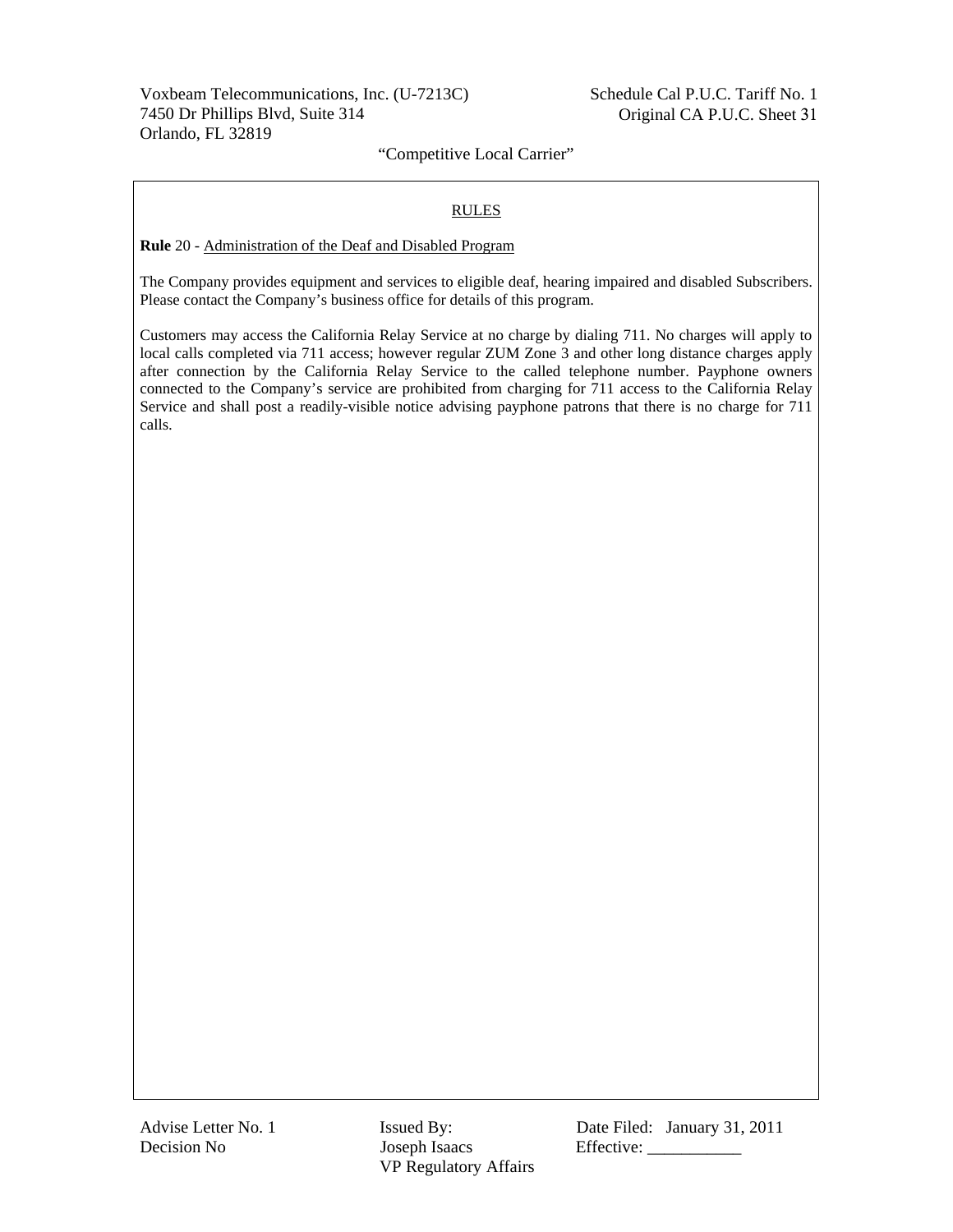## RULES

**Rule** 20 - Administration of the Deaf and Disabled Program

The Company provides equipment and services to eligible deaf, hearing impaired and disabled Subscribers. Please contact the Company's business office for details of this program.

Customers may access the California Relay Service at no charge by dialing 711. No charges will apply to local calls completed via 711 access; however regular ZUM Zone 3 and other long distance charges apply after connection by the California Relay Service to the called telephone number. Payphone owners connected to the Company's service are prohibited from charging for 711 access to the California Relay Service and shall post a readily-visible notice advising payphone patrons that there is no charge for 711 calls.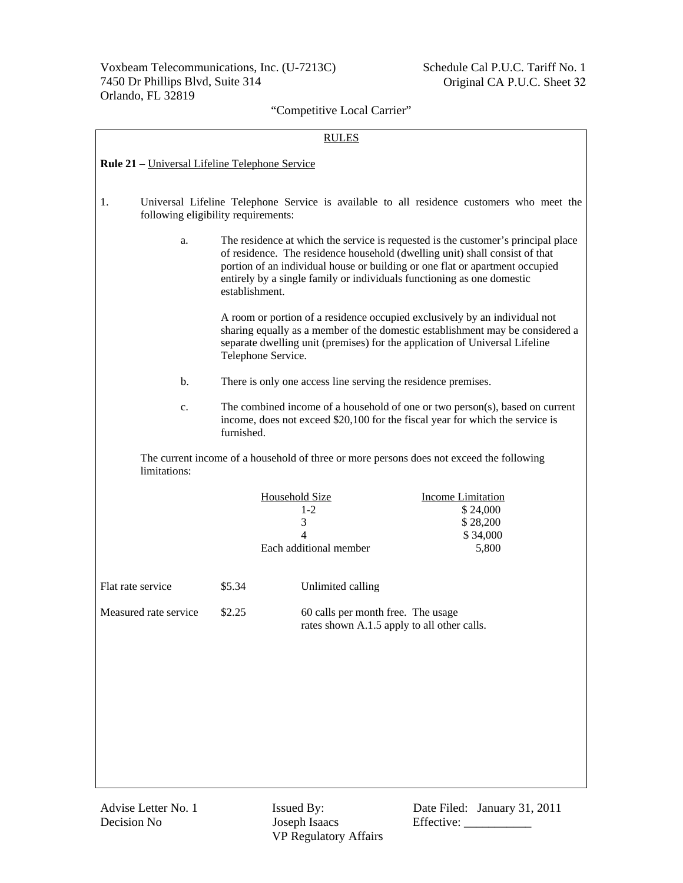Voxbeam Telecommunications, Inc. (U-7213C)
7450 Dr Phillips Blvd, Suite 314
Orlando, FL 32819

Schedule Cal P.U.C. Tariff No. 1
Original CA P.U.C. Sheet 32

"Competitive Local Carrier"

RULES

**Rule 21** – Universal Lifeline Telephone Service

1. Universal Lifeline Telephone Service is available to all residence customers who meet the following eligibility requirements:

   a. The residence at which the service is requested is the customer's principal place of residence. The residence household (dwelling unit) shall consist of that portion of an individual house or building or one flat or apartment occupied entirely by a single family or individuals functioning as one domestic establishment.

      A room or portion of a residence occupied exclusively by an individual not sharing equally as a member of the domestic establishment may be considered a separate dwelling unit (premises) for the application of Universal Lifeline Telephone Service.

   b. There is only one access line serving the residence premises.

   c. The combined income of a household of one or two person(s), based on current income, does not exceed $20,100 for the fiscal year for which the service is furnished.

   The current income of a household of three or more persons does not exceed the following limitations:

| Household Size | Income Limitation |
|---|---|
| 1-2 | $ 24,000 |
| 3 | $ 28,200 |
| 4 | $ 34,000 |
| Each additional member | 5,800 |

| | | |
|---|---|---|
| Flat rate service | $5.34 | Unlimited calling |
| Measured rate service | $2.25 | 60 calls per month free. The usage rates shown A.1.5 apply to all other calls. |

Advise Letter No. 1
Decision No

Issued By:
Joseph Isaacs
VP Regulatory Affairs

Date Filed: January 31, 2011
Effective: ___________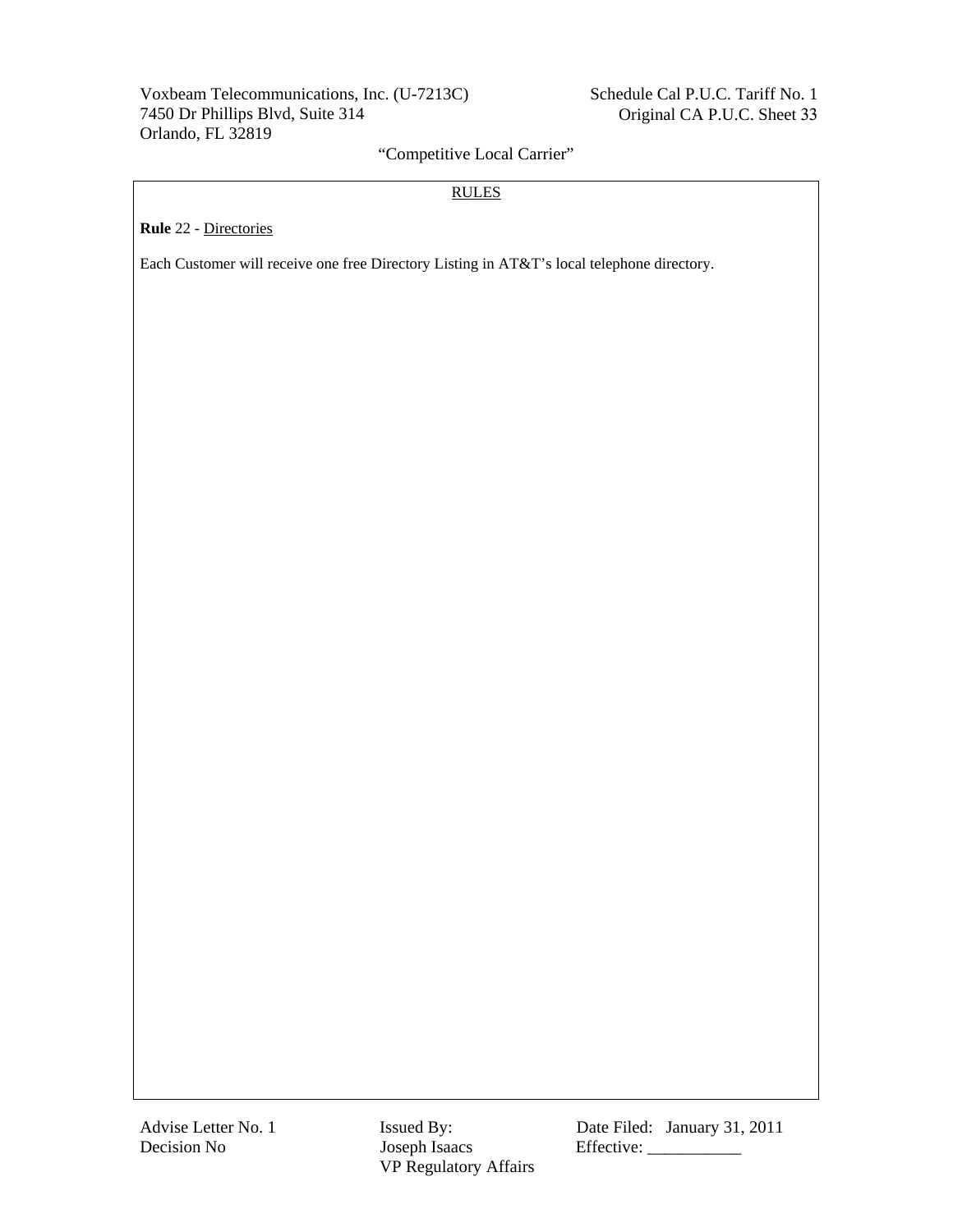## RULES

**Rule** 22 - Directories

Each Customer will receive one free Directory Listing in AT&T's local telephone directory.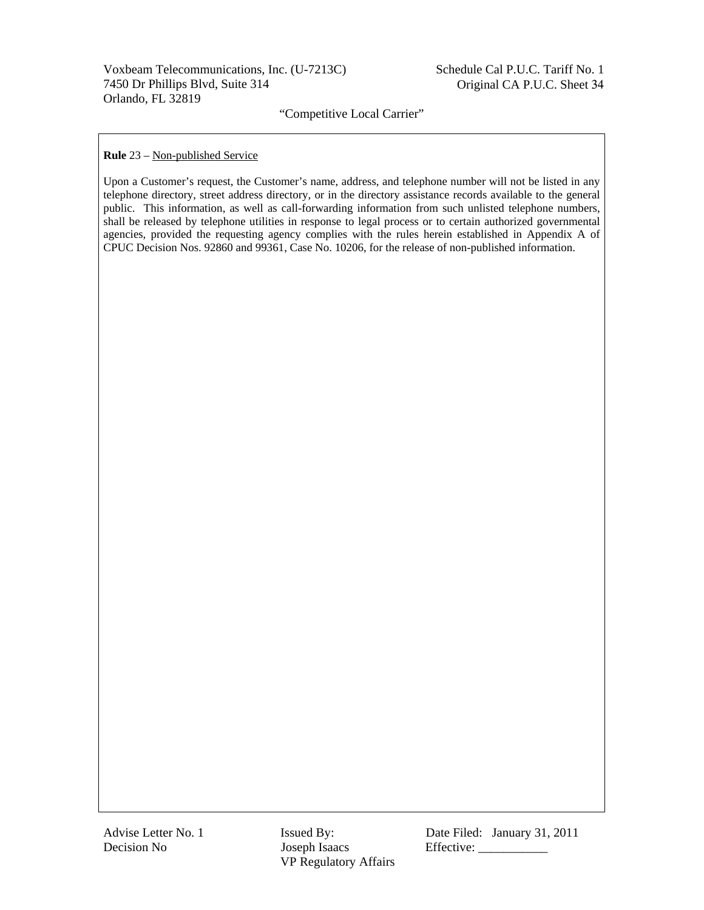**Rule** 23 – Non-published Service

Upon a Customer's request, the Customer's name, address, and telephone number will not be listed in any telephone directory, street address directory, or in the directory assistance records available to the general public. This information, as well as call-forwarding information from such unlisted telephone numbers, shall be released by telephone utilities in response to legal process or to certain authorized governmental agencies, provided the requesting agency complies with the rules herein established in Appendix A of CPUC Decision Nos. 92860 and 99361, Case No. 10206, for the release of non-published information.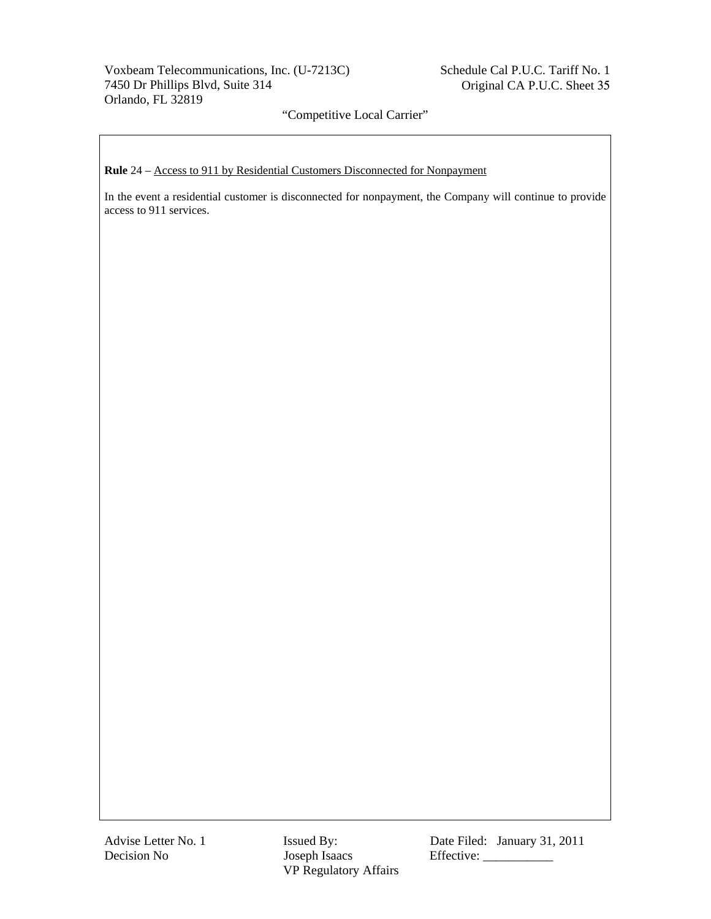**Rule** 24 – Access to 911 by Residential Customers Disconnected for Nonpayment

In the event a residential customer is disconnected for nonpayment, the Company will continue to provide access to 911 services.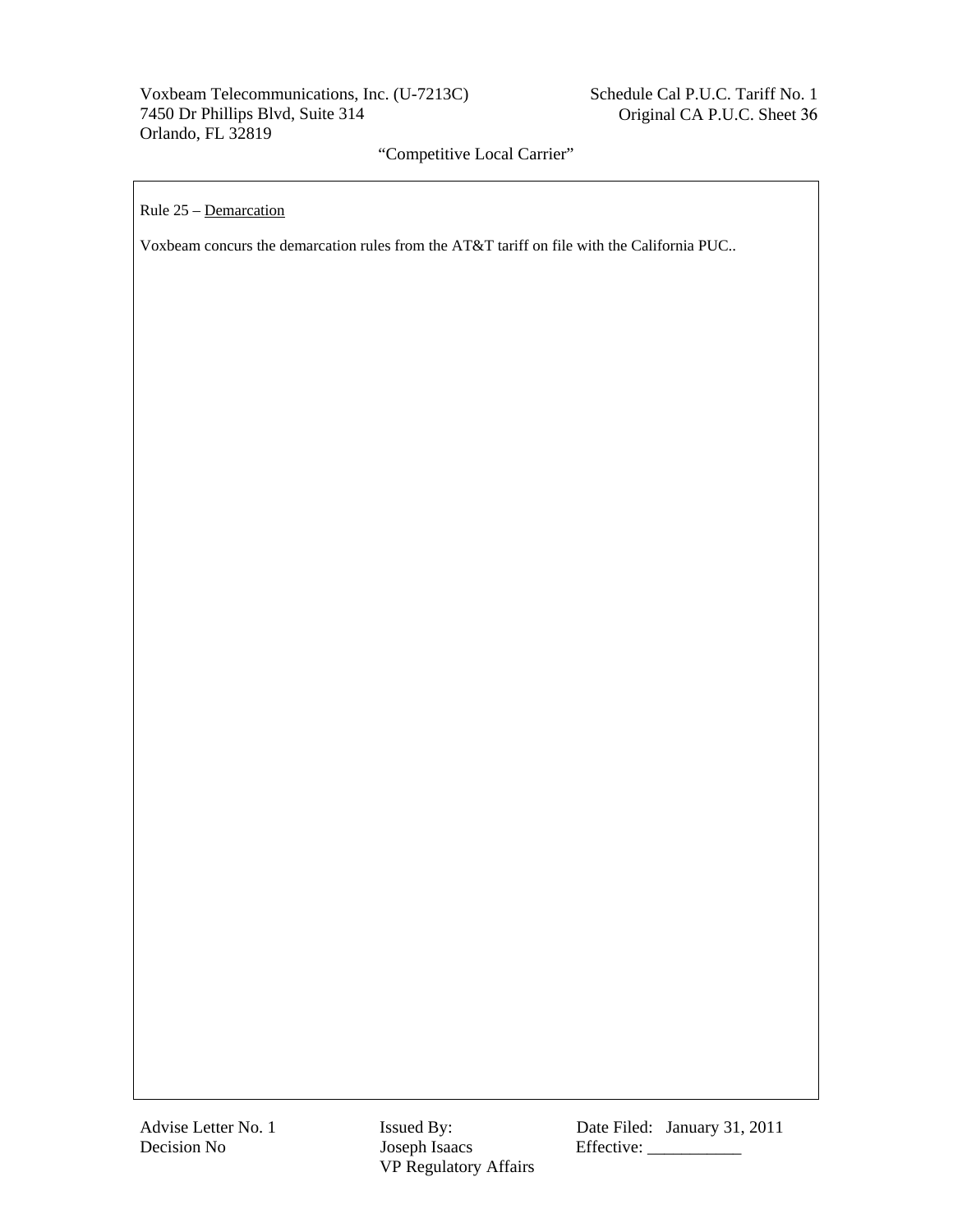Rule 25 – Demarcation

Voxbeam concurs the demarcation rules from the AT&T tariff on file with the California PUC..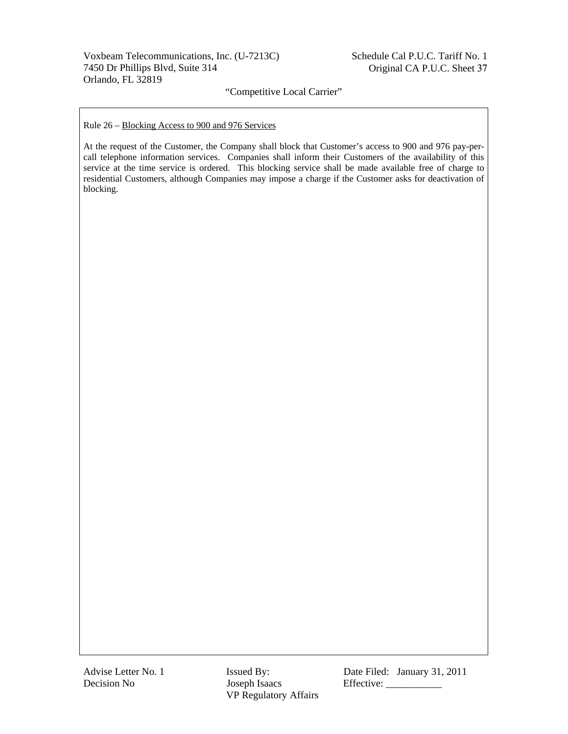Rule 26 – Blocking Access to 900 and 976 Services

At the request of the Customer, the Company shall block that Customer's access to 900 and 976 pay-per-call telephone information services. Companies shall inform their Customers of the availability of this service at the time service is ordered. This blocking service shall be made available free of charge to residential Customers, although Companies may impose a charge if the Customer asks for deactivation of blocking.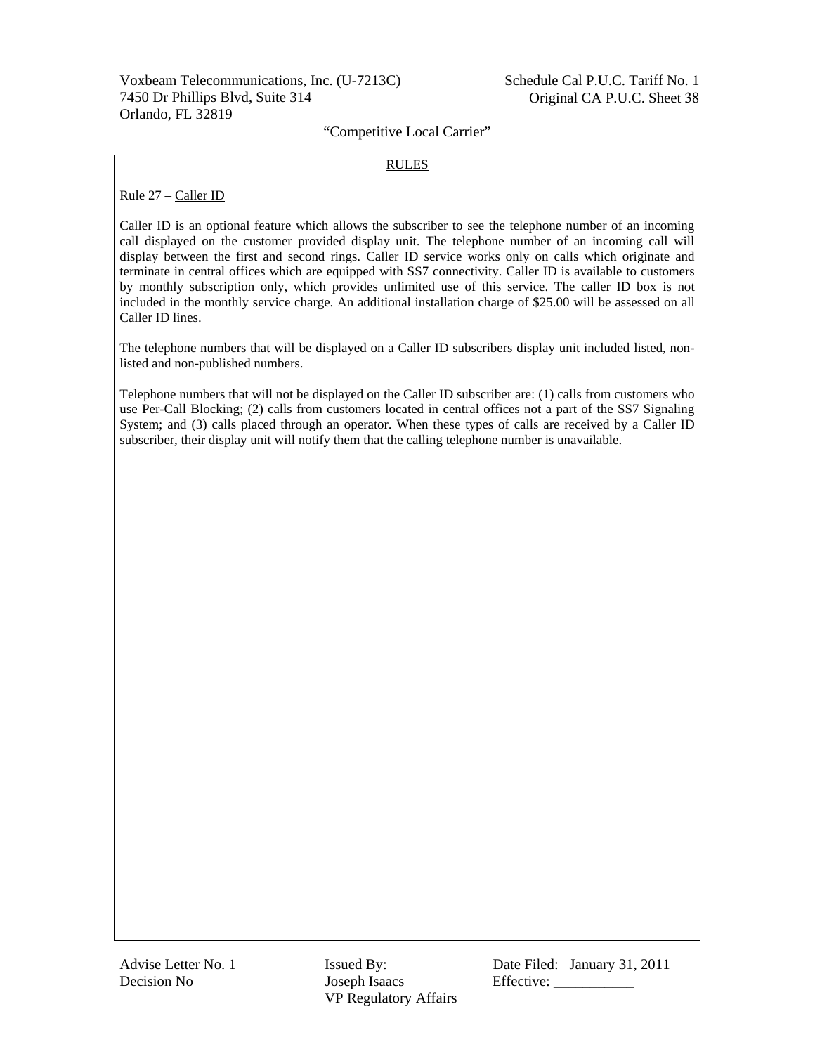## RULES

### Rule 27 – Caller ID

Caller ID is an optional feature which allows the subscriber to see the telephone number of an incoming call displayed on the customer provided display unit. The telephone number of an incoming call will display between the first and second rings. Caller ID service works only on calls which originate and terminate in central offices which are equipped with SS7 connectivity. Caller ID is available to customers by monthly subscription only, which provides unlimited use of this service. The caller ID box is not included in the monthly service charge. An additional installation charge of $25.00 will be assessed on all Caller ID lines.

The telephone numbers that will be displayed on a Caller ID subscribers display unit included listed, non-listed and non-published numbers.

Telephone numbers that will not be displayed on the Caller ID subscriber are: (1) calls from customers who use Per-Call Blocking; (2) calls from customers located in central offices not a part of the SS7 Signaling System; and (3) calls placed through an operator. When these types of calls are received by a Caller ID subscriber, their display unit will notify them that the calling telephone number is unavailable.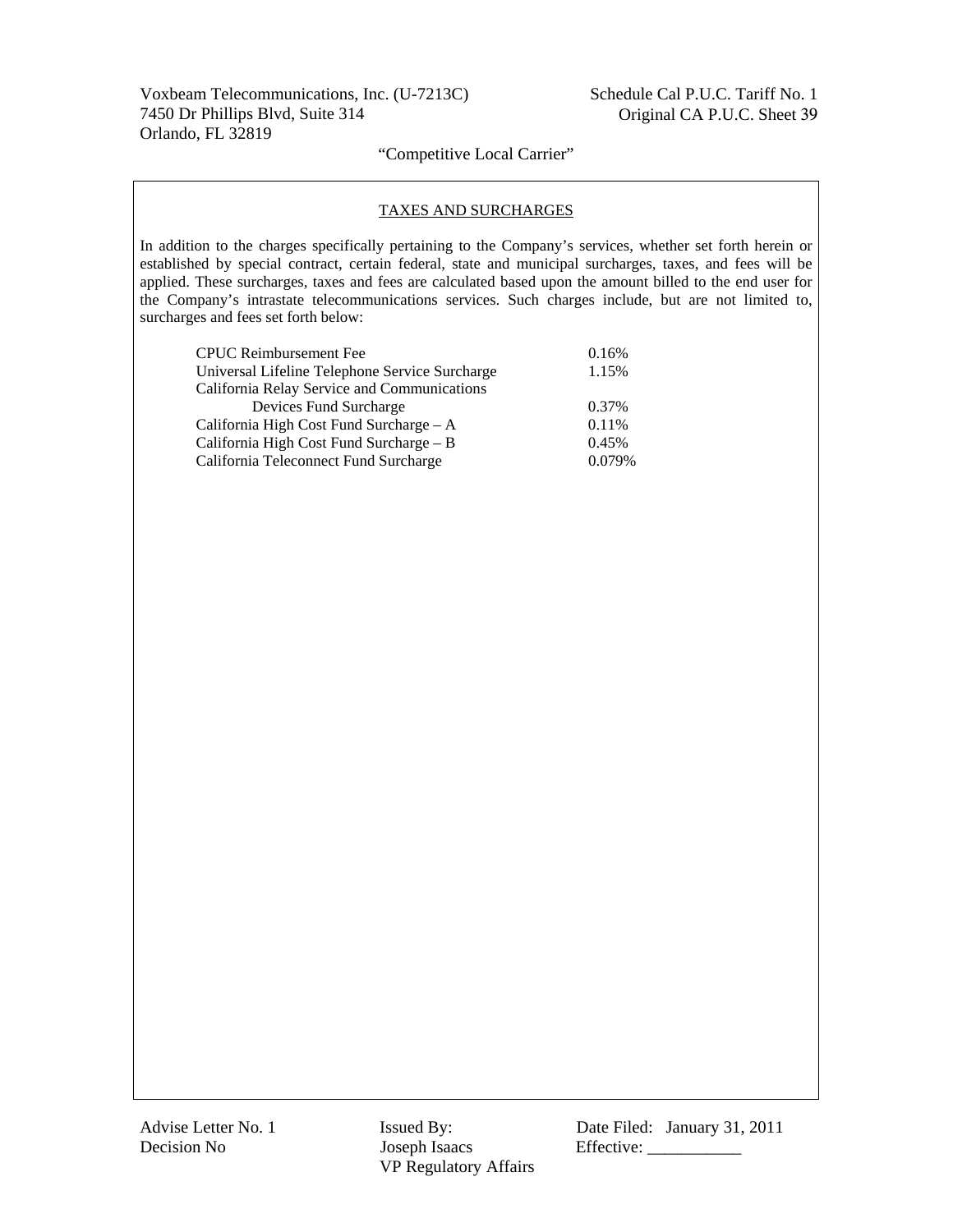## TAXES AND SURCHARGES

In addition to the charges specifically pertaining to the Company's services, whether set forth herein or established by special contract, certain federal, state and municipal surcharges, taxes, and fees will be applied. These surcharges, taxes and fees are calculated based upon the amount billed to the end user for the Company's intrastate telecommunications services. Such charges include, but are not limited to, surcharges and fees set forth below:

| | |
|---|---|
| CPUC Reimbursement Fee | 0.16% |
| Universal Lifeline Telephone Service Surcharge | 1.15% |
| California Relay Service and Communications Devices Fund Surcharge | 0.37% |
| California High Cost Fund Surcharge – A | 0.11% |
| California High Cost Fund Surcharge – B | 0.45% |
| California Teleconnect Fund Surcharge | 0.079% |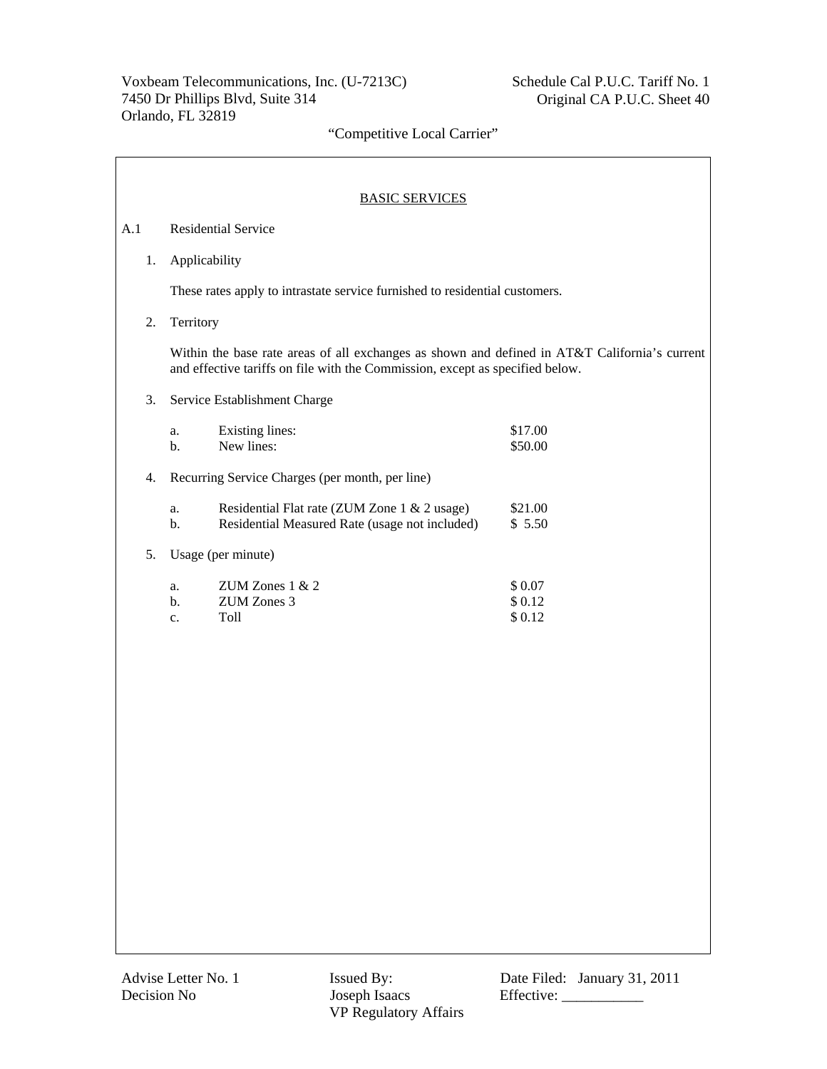Voxbeam Telecommunications, Inc. (U-7213C)
7450 Dr Phillips Blvd, Suite 314
Orlando, FL 32819

Schedule Cal P.U.C. Tariff No. 1
Original CA P.U.C. Sheet 40

"Competitive Local Carrier"

## BASIC SERVICES

A.1 Residential Service

1. Applicability

   These rates apply to intrastate service furnished to residential customers.

2. Territory

   Within the base rate areas of all exchanges as shown and defined in AT&T California's current and effective tariffs on file with the Commission, except as specified below.

3. Service Establishment Charge

| | | |
|---|---|---|
| a. | Existing lines: | $17.00 |
| b. | New lines: | $50.00 |

4. Recurring Service Charges (per month, per line)

| | | |
|---|---|---|
| a. | Residential Flat rate (ZUM Zone 1 & 2 usage) | $21.00 |
| b. | Residential Measured Rate (usage not included) | $ 5.50 |

5. Usage (per minute)

| | | |
|---|---|---|
| a. | ZUM Zones 1 & 2 | $ 0.07 |
| b. | ZUM Zones 3 | $ 0.12 |
| c. | Toll | $ 0.12 |

Advise Letter No. 1
Decision No

Issued By:
Joseph Isaacs
VP Regulatory Affairs

Date Filed: January 31, 2011
Effective: ___________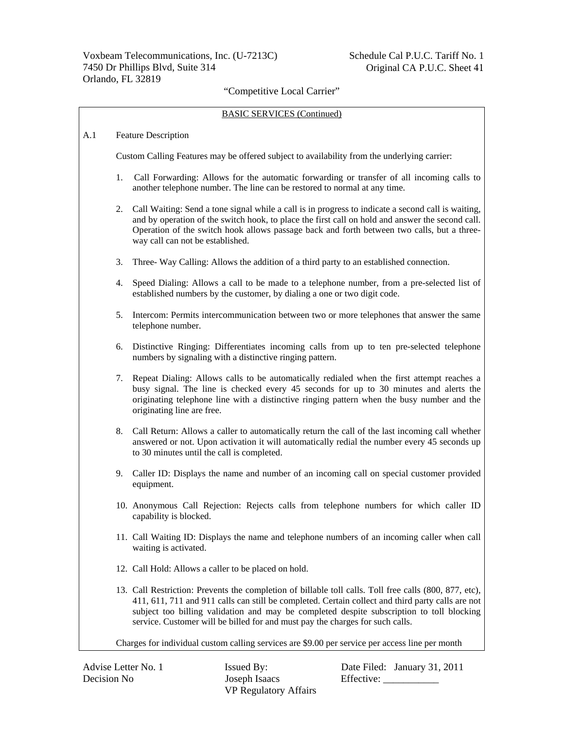BASIC SERVICES (Continued)

A.1 Feature Description

Custom Calling Features may be offered subject to availability from the underlying carrier:

1. Call Forwarding: Allows for the automatic forwarding or transfer of all incoming calls to another telephone number. The line can be restored to normal at any time.

2. Call Waiting: Send a tone signal while a call is in progress to indicate a second call is waiting, and by operation of the switch hook, to place the first call on hold and answer the second call. Operation of the switch hook allows passage back and forth between two calls, but a three-way call can not be established.

3. Three- Way Calling: Allows the addition of a third party to an established connection.

4. Speed Dialing: Allows a call to be made to a telephone number, from a pre-selected list of established numbers by the customer, by dialing a one or two digit code.

5. Intercom: Permits intercommunication between two or more telephones that answer the same telephone number.

6. Distinctive Ringing: Differentiates incoming calls from up to ten pre-selected telephone numbers by signaling with a distinctive ringing pattern.

7. Repeat Dialing: Allows calls to be automatically redialed when the first attempt reaches a busy signal. The line is checked every 45 seconds for up to 30 minutes and alerts the originating telephone line with a distinctive ringing pattern when the busy number and the originating line are free.

8. Call Return: Allows a caller to automatically return the call of the last incoming call whether answered or not. Upon activation it will automatically redial the number every 45 seconds up to 30 minutes until the call is completed.

9. Caller ID: Displays the name and number of an incoming call on special customer provided equipment.

10. Anonymous Call Rejection: Rejects calls from telephone numbers for which caller ID capability is blocked.

11. Call Waiting ID: Displays the name and telephone numbers of an incoming caller when call waiting is activated.

12. Call Hold: Allows a caller to be placed on hold.

13. Call Restriction: Prevents the completion of billable toll calls. Toll free calls (800, 877, etc), 411, 611, 711 and 911 calls can still be completed. Certain collect and third party calls are not subject too billing validation and may be completed despite subscription to toll blocking service. Customer will be billed for and must pay the charges for such calls.

Charges for individual custom calling services are $9.00 per service per access line per month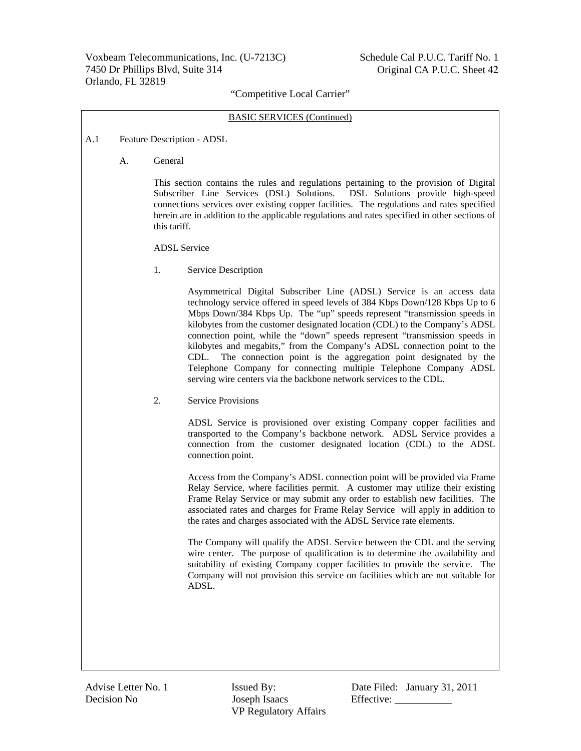BASIC SERVICES (Continued)

A.1 Feature Description - ADSL

A. General

This section contains the rules and regulations pertaining to the provision of Digital Subscriber Line Services (DSL) Solutions. DSL Solutions provide high-speed connections services over existing copper facilities. The regulations and rates specified herein are in addition to the applicable regulations and rates specified in other sections of this tariff.

ADSL Service

1. Service Description

Asymmetrical Digital Subscriber Line (ADSL) Service is an access data technology service offered in speed levels of 384 Kbps Down/128 Kbps Up to 6 Mbps Down/384 Kbps Up. The "up" speeds represent "transmission speeds in kilobytes from the customer designated location (CDL) to the Company's ADSL connection point, while the "down" speeds represent "transmission speeds in kilobytes and megabits," from the Company's ADSL connection point to the CDL. The connection point is the aggregation point designated by the Telephone Company for connecting multiple Telephone Company ADSL serving wire centers via the backbone network services to the CDL.

2. Service Provisions

ADSL Service is provisioned over existing Company copper facilities and transported to the Company's backbone network. ADSL Service provides a connection from the customer designated location (CDL) to the ADSL connection point.

Access from the Company's ADSL connection point will be provided via Frame Relay Service, where facilities permit. A customer may utilize their existing Frame Relay Service or may submit any order to establish new facilities. The associated rates and charges for Frame Relay Service will apply in addition to the rates and charges associated with the ADSL Service rate elements.

The Company will qualify the ADSL Service between the CDL and the serving wire center. The purpose of qualification is to determine the availability and suitability of existing Company copper facilities to provide the service. The Company will not provision this service on facilities which are not suitable for ADSL.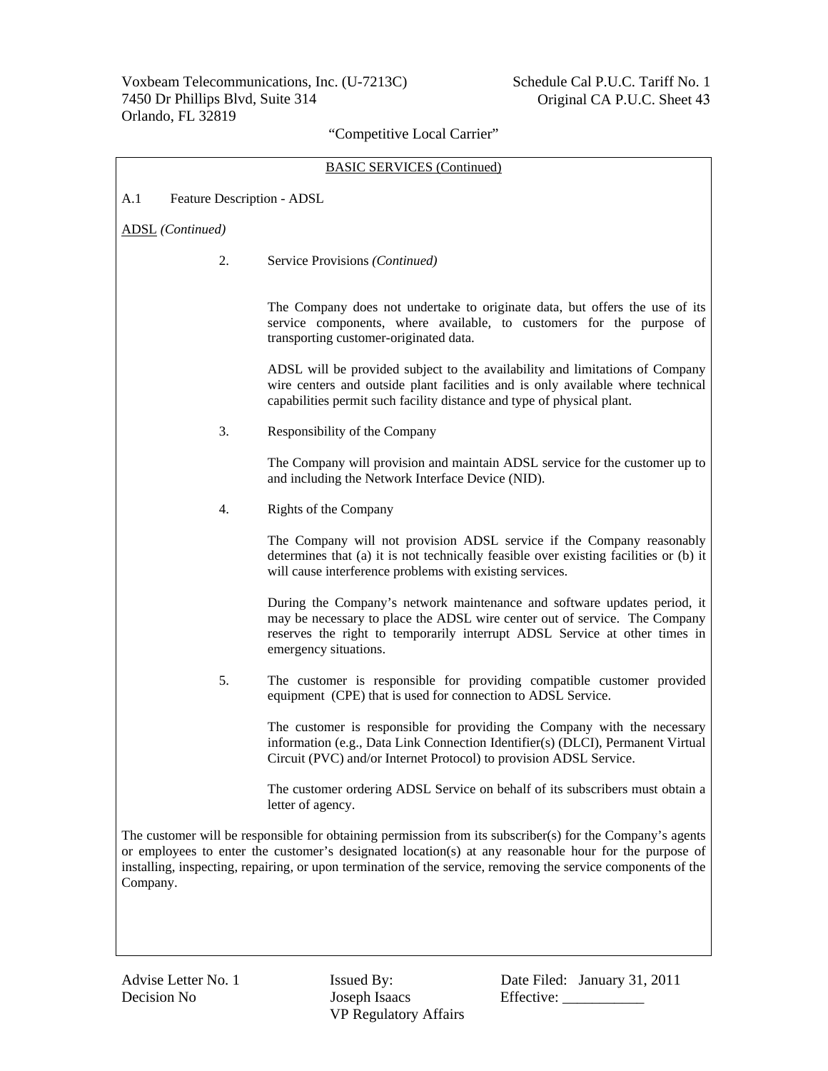BASIC SERVICES (Continued)

A.1 Feature Description - ADSL

ADSL *(Continued)*

2. Service Provisions *(Continued)*

The Company does not undertake to originate data, but offers the use of its service components, where available, to customers for the purpose of transporting customer-originated data.

ADSL will be provided subject to the availability and limitations of Company wire centers and outside plant facilities and is only available where technical capabilities permit such facility distance and type of physical plant.

3. Responsibility of the Company

The Company will provision and maintain ADSL service for the customer up to and including the Network Interface Device (NID).

4. Rights of the Company

The Company will not provision ADSL service if the Company reasonably determines that (a) it is not technically feasible over existing facilities or (b) it will cause interference problems with existing services.

During the Company's network maintenance and software updates period, it may be necessary to place the ADSL wire center out of service. The Company reserves the right to temporarily interrupt ADSL Service at other times in emergency situations.

5. The customer is responsible for providing compatible customer provided equipment (CPE) that is used for connection to ADSL Service.

The customer is responsible for providing the Company with the necessary information (e.g., Data Link Connection Identifier(s) (DLCI), Permanent Virtual Circuit (PVC) and/or Internet Protocol) to provision ADSL Service.

The customer ordering ADSL Service on behalf of its subscribers must obtain a letter of agency.

The customer will be responsible for obtaining permission from its subscriber(s) for the Company's agents or employees to enter the customer's designated location(s) at any reasonable hour for the purpose of installing, inspecting, repairing, or upon termination of the service, removing the service components of the Company.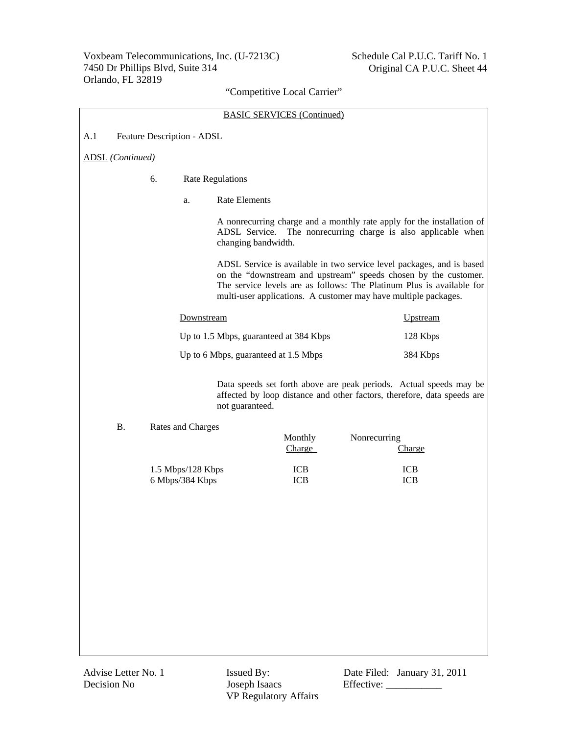BASIC SERVICES (Continued)

A.1 Feature Description - ADSL

ADSL *(Continued)*

6. Rate Regulations

a. Rate Elements

A nonrecurring charge and a monthly rate apply for the installation of ADSL Service. The nonrecurring charge is also applicable when changing bandwidth.

ADSL Service is available in two service level packages, and is based on the "downstream and upstream" speeds chosen by the customer. The service levels are as follows: The Platinum Plus is available for multi-user applications. A customer may have multiple packages.

| Downstream | Upstream |
|---|---|
| Up to 1.5 Mbps, guaranteed at 384 Kbps | 128 Kbps |
| Up to 6 Mbps, guaranteed at 1.5 Mbps | 384 Kbps |

Data speeds set forth above are peak periods. Actual speeds may be affected by loop distance and other factors, therefore, data speeds are not guaranteed.

B. Rates and Charges

| | Monthly Charge | Nonrecurring Charge |
|---|---|---|
| 1.5 Mbps/128 Kbps | ICB | ICB |
| 6 Mbps/384 Kbps | ICB | ICB |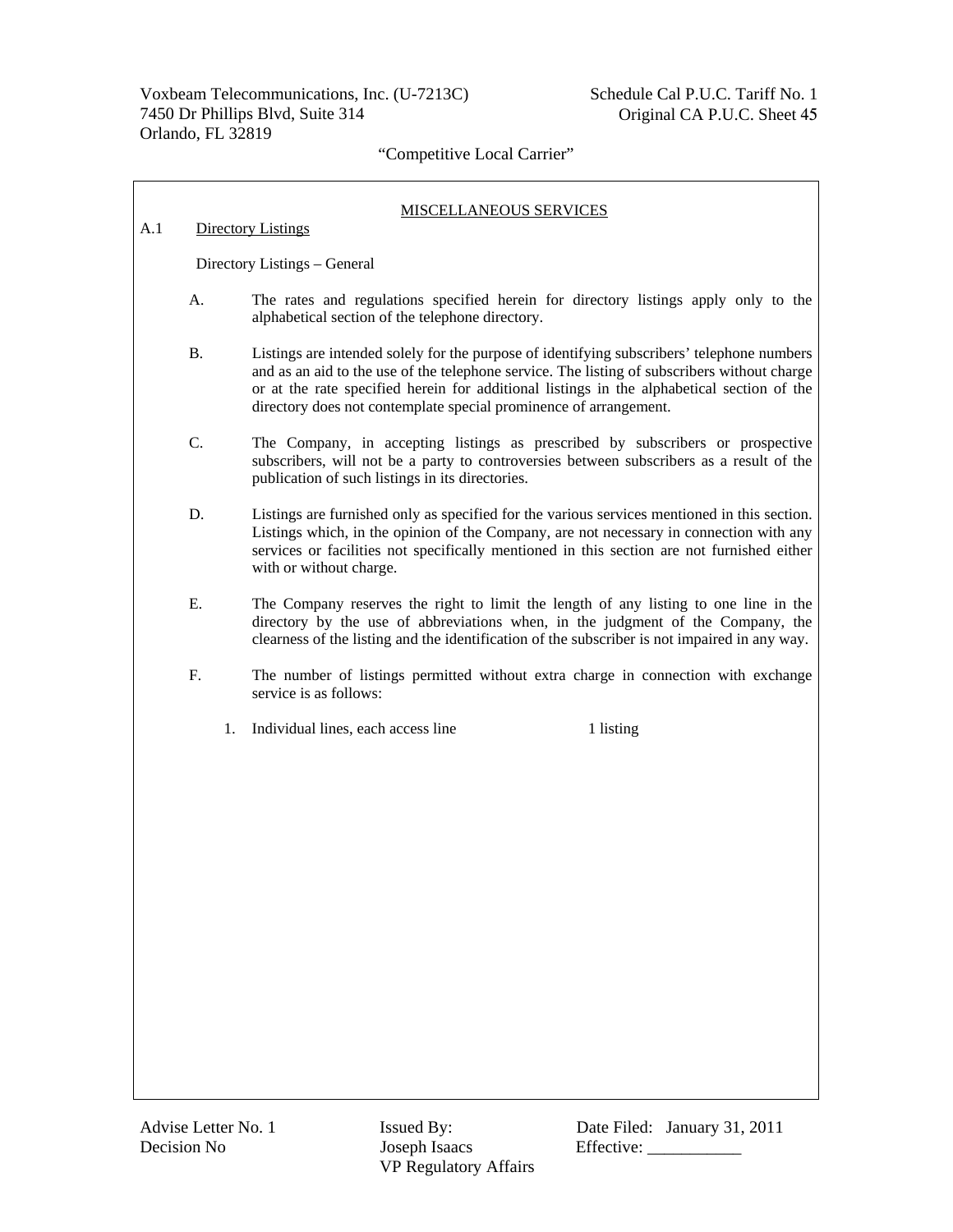## MISCELLANEOUS SERVICES

### A.1 Directory Listings

Directory Listings – General

A. The rates and regulations specified herein for directory listings apply only to the alphabetical section of the telephone directory.

B. Listings are intended solely for the purpose of identifying subscribers' telephone numbers and as an aid to the use of the telephone service. The listing of subscribers without charge or at the rate specified herein for additional listings in the alphabetical section of the directory does not contemplate special prominence of arrangement.

C. The Company, in accepting listings as prescribed by subscribers or prospective subscribers, will not be a party to controversies between subscribers as a result of the publication of such listings in its directories.

D. Listings are furnished only as specified for the various services mentioned in this section. Listings which, in the opinion of the Company, are not necessary in connection with any services or facilities not specifically mentioned in this section are not furnished either with or without charge.

E. The Company reserves the right to limit the length of any listing to one line in the directory by the use of abbreviations when, in the judgment of the Company, the clearness of the listing and the identification of the subscriber is not impaired in any way.

F. The number of listings permitted without extra charge in connection with exchange service is as follows:

1. Individual lines, each access line — 1 listing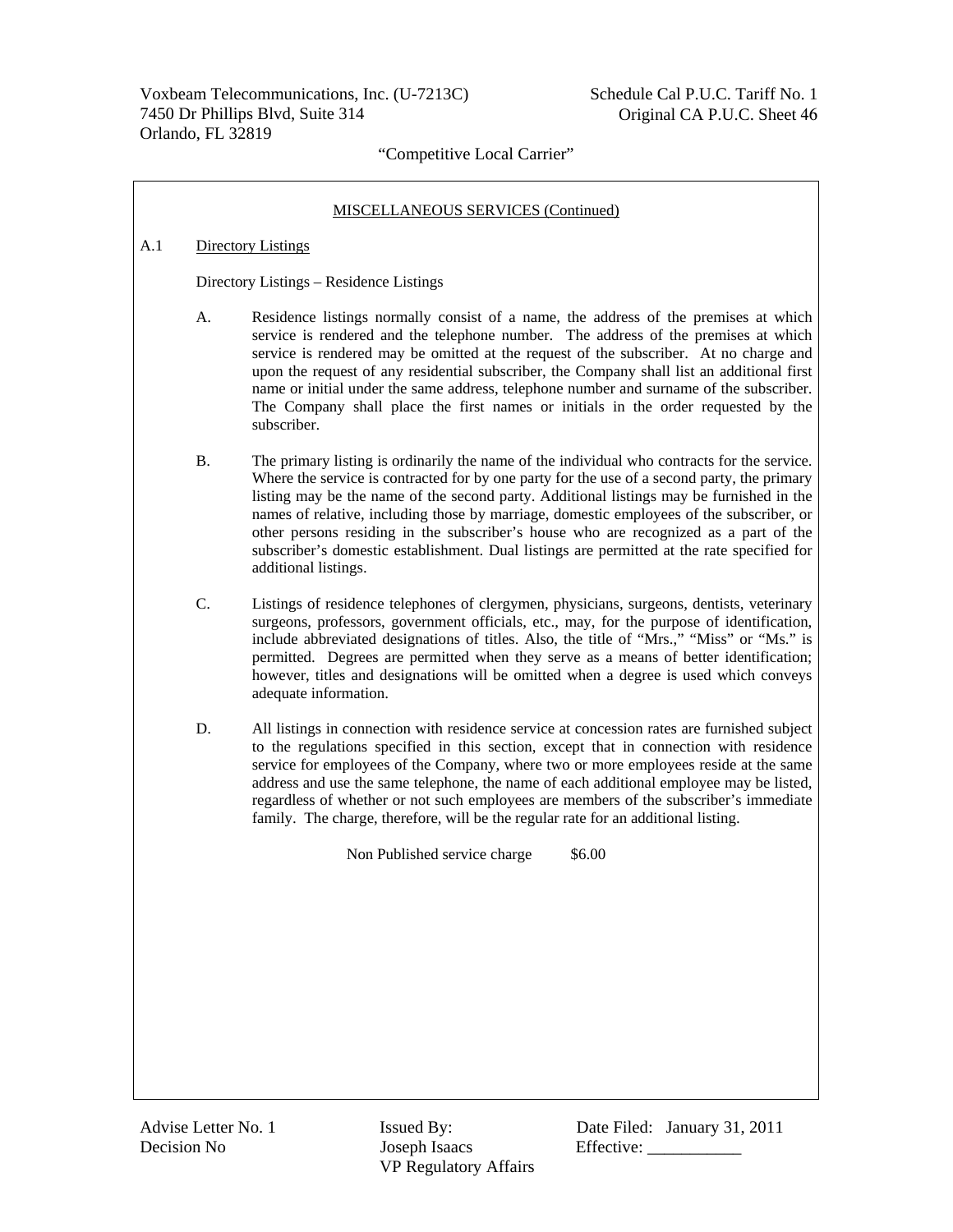MISCELLANEOUS SERVICES (Continued)

A.1 Directory Listings

Directory Listings – Residence Listings

A. Residence listings normally consist of a name, the address of the premises at which service is rendered and the telephone number. The address of the premises at which service is rendered may be omitted at the request of the subscriber. At no charge and upon the request of any residential subscriber, the Company shall list an additional first name or initial under the same address, telephone number and surname of the subscriber. The Company shall place the first names or initials in the order requested by the subscriber.

B. The primary listing is ordinarily the name of the individual who contracts for the service. Where the service is contracted for by one party for the use of a second party, the primary listing may be the name of the second party. Additional listings may be furnished in the names of relative, including those by marriage, domestic employees of the subscriber, or other persons residing in the subscriber's house who are recognized as a part of the subscriber's domestic establishment. Dual listings are permitted at the rate specified for additional listings.

C. Listings of residence telephones of clergymen, physicians, surgeons, dentists, veterinary surgeons, professors, government officials, etc., may, for the purpose of identification, include abbreviated designations of titles. Also, the title of "Mrs.," "Miss" or "Ms." is permitted. Degrees are permitted when they serve as a means of better identification; however, titles and designations will be omitted when a degree is used which conveys adequate information.

D. All listings in connection with residence service at concession rates are furnished subject to the regulations specified in this section, except that in connection with residence service for employees of the Company, where two or more employees reside at the same address and use the same telephone, the name of each additional employee may be listed, regardless of whether or not such employees are members of the subscriber's immediate family. The charge, therefore, will be the regular rate for an additional listing.

Non Published service charge $6.00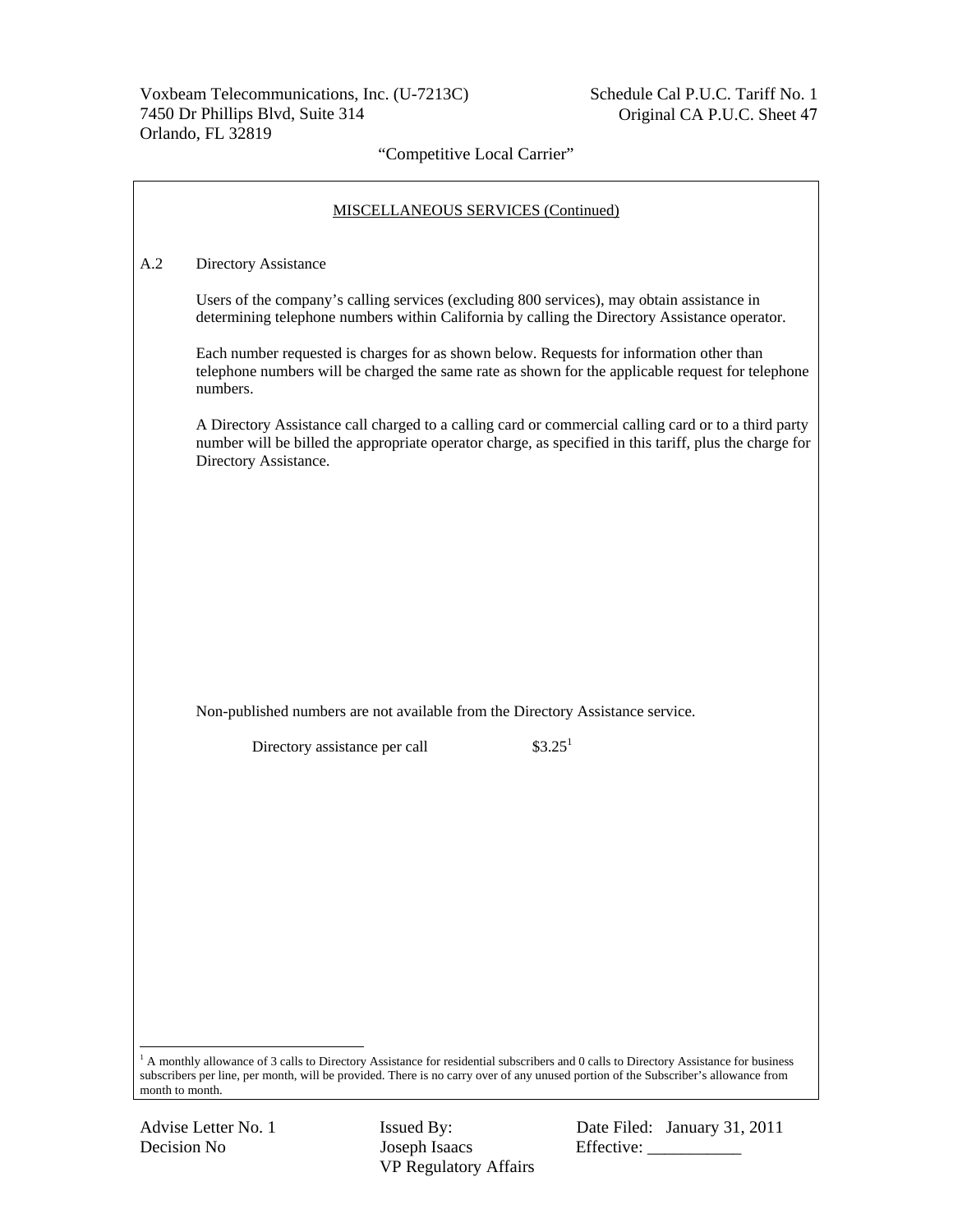## MISCELLANEOUS SERVICES (Continued)

A.2 Directory Assistance

Users of the company's calling services (excluding 800 services), may obtain assistance in determining telephone numbers within California by calling the Directory Assistance operator.

Each number requested is charges for as shown below. Requests for information other than telephone numbers will be charged the same rate as shown for the applicable request for telephone numbers.

A Directory Assistance call charged to a calling card or commercial calling card or to a third party number will be billed the appropriate operator charge, as specified in this tariff, plus the charge for Directory Assistance.

Non-published numbers are not available from the Directory Assistance service.

| | |
|---|---|
| Directory assistance per call | $3.25[1] |

[1] A monthly allowance of 3 calls to Directory Assistance for residential subscribers and 0 calls to Directory Assistance for business subscribers per line, per month, will be provided. There is no carry over of any unused portion of the Subscriber's allowance from month to month.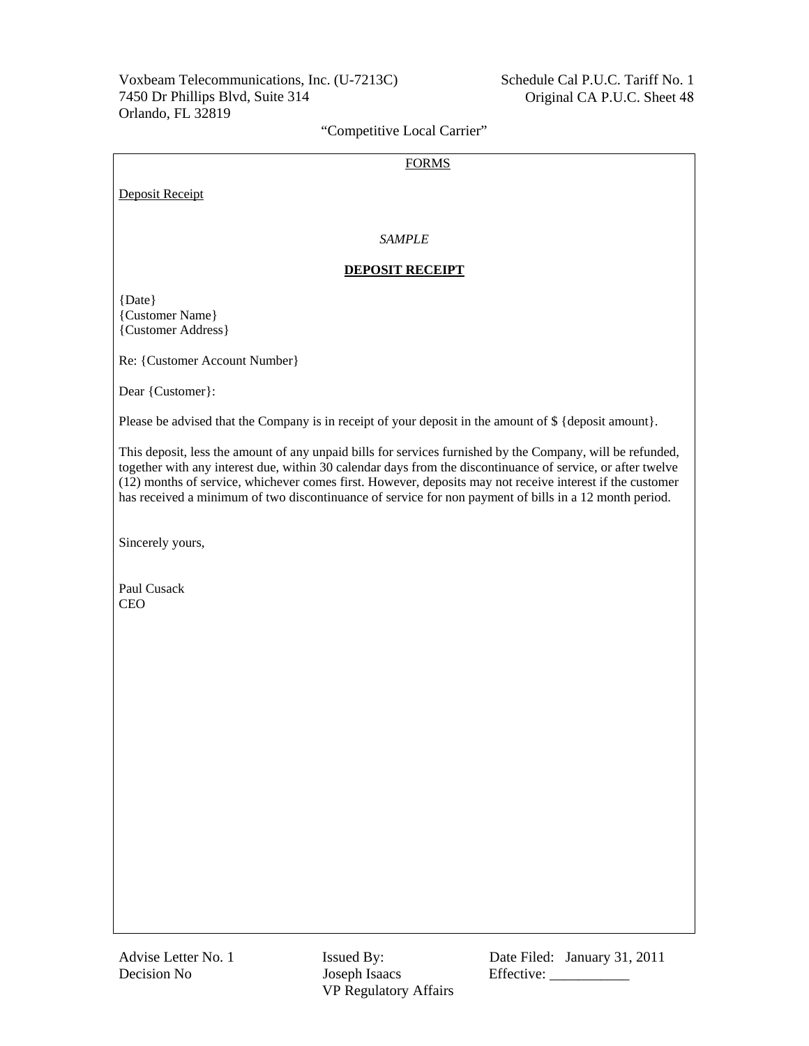## FORMS

Deposit Receipt

*SAMPLE*

**DEPOSIT RECEIPT**

{Date}
{Customer Name}
{Customer Address}

Re: {Customer Account Number}

Dear {Customer}:

Please be advised that the Company is in receipt of your deposit in the amount of $ {deposit amount}.

This deposit, less the amount of any unpaid bills for services furnished by the Company, will be refunded, together with any interest due, within 30 calendar days from the discontinuance of service, or after twelve (12) months of service, whichever comes first. However, deposits may not receive interest if the customer has received a minimum of two discontinuance of service for non payment of bills in a 12 month period.

Sincerely yours,

Paul Cusack
CEO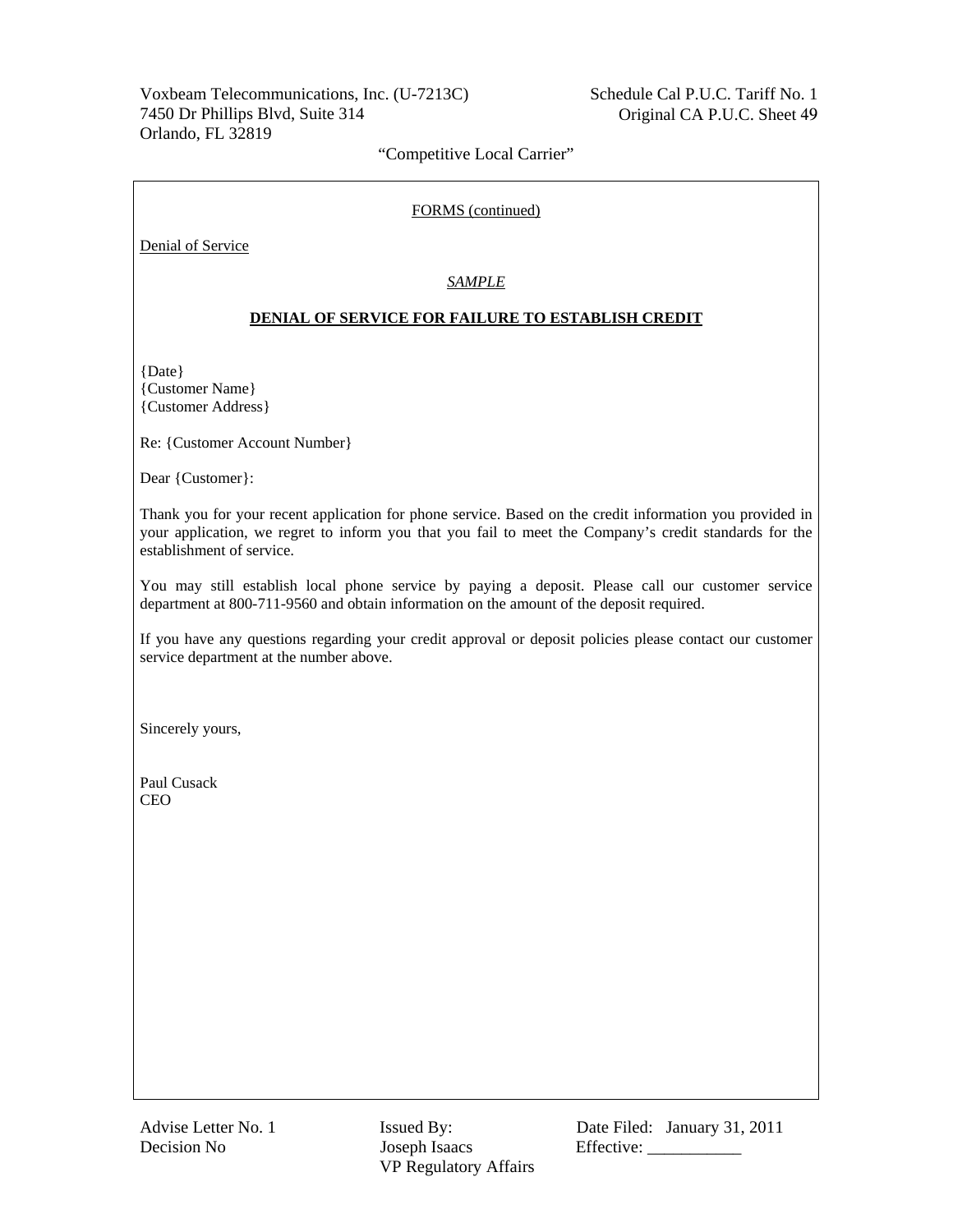FORMS (continued)

Denial of Service

*SAMPLE*

**DENIAL OF SERVICE FOR FAILURE TO ESTABLISH CREDIT**

{Date}
{Customer Name}
{Customer Address}

Re: {Customer Account Number}

Dear {Customer}:

Thank you for your recent application for phone service. Based on the credit information you provided in your application, we regret to inform you that you fail to meet the Company's credit standards for the establishment of service.

You may still establish local phone service by paying a deposit. Please call our customer service department at 800-711-9560 and obtain information on the amount of the deposit required.

If you have any questions regarding your credit approval or deposit policies please contact our customer service department at the number above.

Sincerely yours,

Paul Cusack
CEO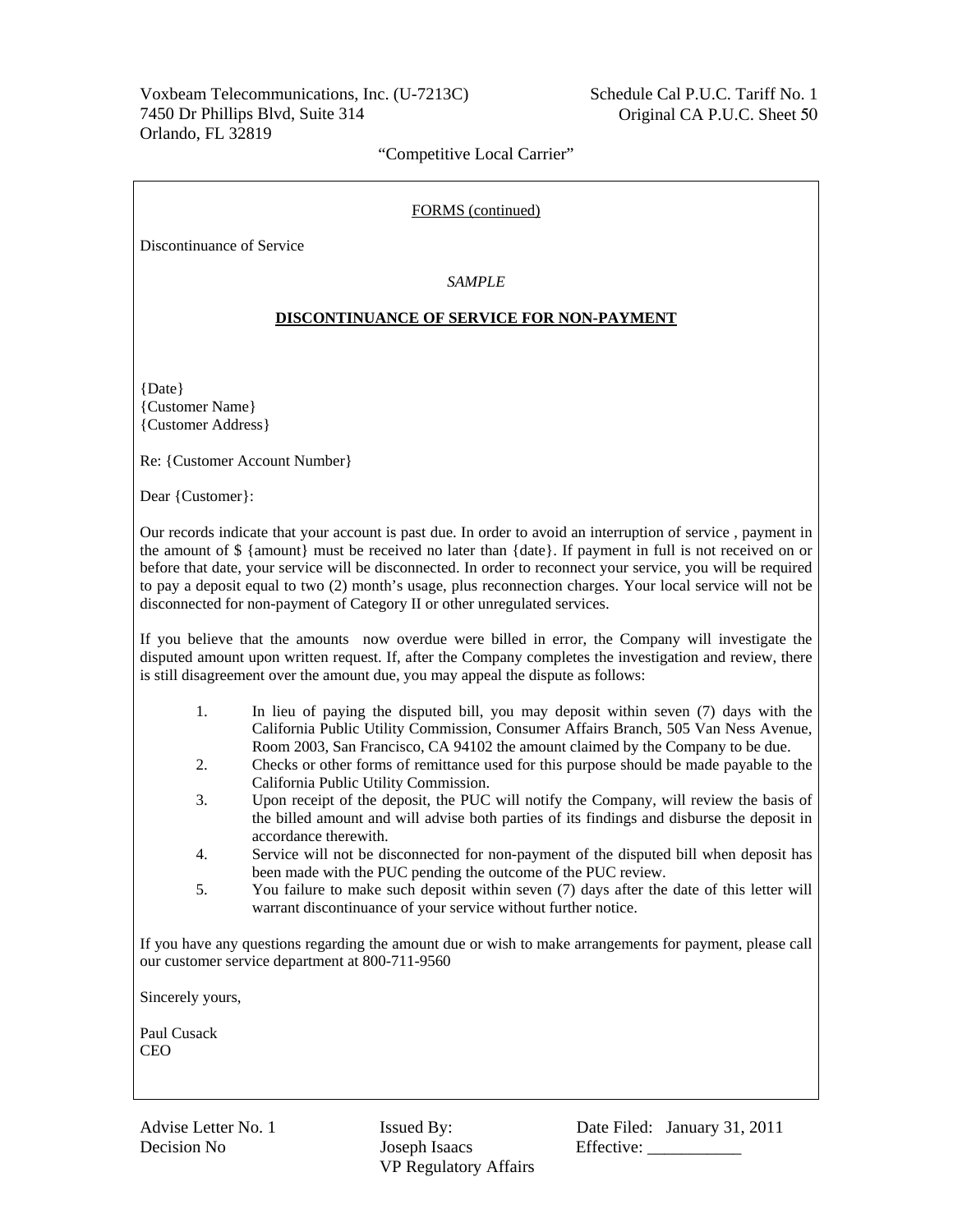FORMS (continued)

Discontinuance of Service

*SAMPLE*

## DISCONTINUANCE OF SERVICE FOR NON-PAYMENT

{Date}
{Customer Name}
{Customer Address}

Re: {Customer Account Number}

Dear {Customer}:

Our records indicate that your account is past due. In order to avoid an interruption of service , payment in the amount of $ {amount} must be received no later than {date}. If payment in full is not received on or before that date, your service will be disconnected. In order to reconnect your service, you will be required to pay a deposit equal to two (2) month's usage, plus reconnection charges. Your local service will not be disconnected for non-payment of Category II or other unregulated services.

If you believe that the amounts now overdue were billed in error, the Company will investigate the disputed amount upon written request. If, after the Company completes the investigation and review, there is still disagreement over the amount due, you may appeal the dispute as follows:

1. In lieu of paying the disputed bill, you may deposit within seven (7) days with the California Public Utility Commission, Consumer Affairs Branch, 505 Van Ness Avenue, Room 2003, San Francisco, CA 94102 the amount claimed by the Company to be due.
2. Checks or other forms of remittance used for this purpose should be made payable to the California Public Utility Commission.
3. Upon receipt of the deposit, the PUC will notify the Company, will review the basis of the billed amount and will advise both parties of its findings and disburse the deposit in accordance therewith.
4. Service will not be disconnected for non-payment of the disputed bill when deposit has been made with the PUC pending the outcome of the PUC review.
5. You failure to make such deposit within seven (7) days after the date of this letter will warrant discontinuance of your service without further notice.

If you have any questions regarding the amount due or wish to make arrangements for payment, please call our customer service department at 800-711-9560

Sincerely yours,

Paul Cusack
CEO